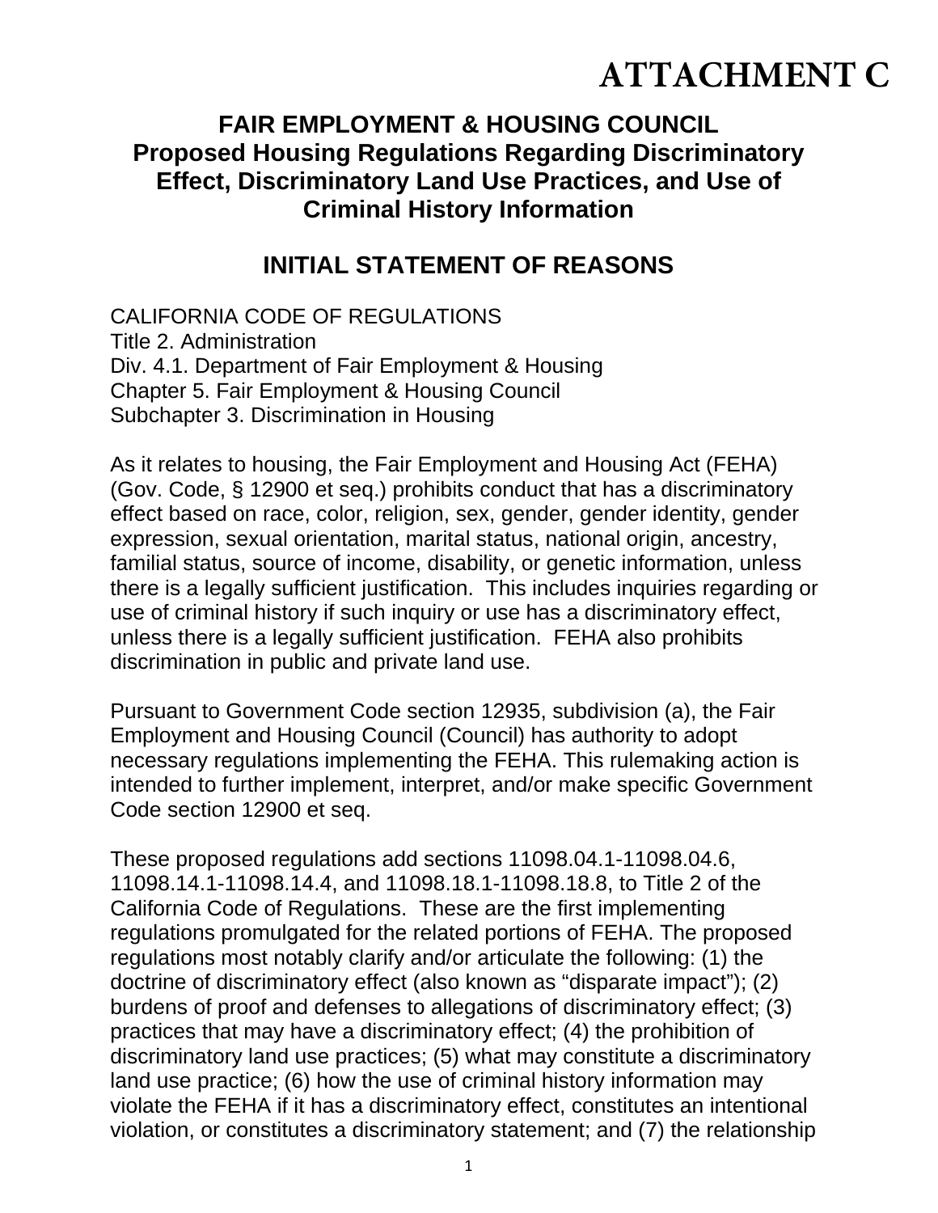# ATTACHMENT C

## FAIR EMPLOYMENT & HOUSING COUNCIL
## Proposed Housing Regulations Regarding Discriminatory Effect, Discriminatory Land Use Practices, and Use of Criminal History Information

## INITIAL STATEMENT OF REASONS

CALIFORNIA CODE OF REGULATIONS
Title 2. Administration
Div. 4.1. Department of Fair Employment & Housing
Chapter 5. Fair Employment & Housing Council
Subchapter 3. Discrimination in Housing

As it relates to housing, the Fair Employment and Housing Act (FEHA) (Gov. Code, § 12900 et seq.) prohibits conduct that has a discriminatory effect based on race, color, religion, sex, gender, gender identity, gender expression, sexual orientation, marital status, national origin, ancestry, familial status, source of income, disability, or genetic information, unless there is a legally sufficient justification. This includes inquiries regarding or use of criminal history if such inquiry or use has a discriminatory effect, unless there is a legally sufficient justification. FEHA also prohibits discrimination in public and private land use.

Pursuant to Government Code section 12935, subdivision (a), the Fair Employment and Housing Council (Council) has authority to adopt necessary regulations implementing the FEHA. This rulemaking action is intended to further implement, interpret, and/or make specific Government Code section 12900 et seq.

These proposed regulations add sections 11098.04.1-11098.04.6, 11098.14.1-11098.14.4, and 11098.18.1-11098.18.8, to Title 2 of the California Code of Regulations. These are the first implementing regulations promulgated for the related portions of FEHA. The proposed regulations most notably clarify and/or articulate the following: (1) the doctrine of discriminatory effect (also known as "disparate impact"); (2) burdens of proof and defenses to allegations of discriminatory effect; (3) practices that may have a discriminatory effect; (4) the prohibition of discriminatory land use practices; (5) what may constitute a discriminatory land use practice; (6) how the use of criminal history information may violate the FEHA if it has a discriminatory effect, constitutes an intentional violation, or constitutes a discriminatory statement; and (7) the relationship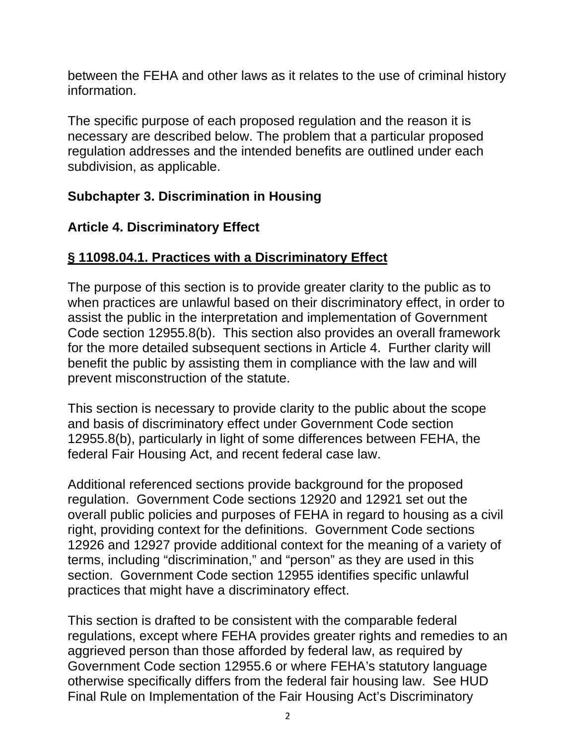between the FEHA and other laws as it relates to the use of criminal history information.

The specific purpose of each proposed regulation and the reason it is necessary are described below. The problem that a particular proposed regulation addresses and the intended benefits are outlined under each subdivision, as applicable.

## Subchapter 3. Discrimination in Housing

## Article 4. Discriminatory Effect

### **<u>§ 11098.04.1. Practices with a Discriminatory Effect</u>**

The purpose of this section is to provide greater clarity to the public as to when practices are unlawful based on their discriminatory effect, in order to assist the public in the interpretation and implementation of Government Code section 12955.8(b). This section also provides an overall framework for the more detailed subsequent sections in Article 4. Further clarity will benefit the public by assisting them in compliance with the law and will prevent misconstruction of the statute.

This section is necessary to provide clarity to the public about the scope and basis of discriminatory effect under Government Code section 12955.8(b), particularly in light of some differences between FEHA, the federal Fair Housing Act, and recent federal case law.

Additional referenced sections provide background for the proposed regulation. Government Code sections 12920 and 12921 set out the overall public policies and purposes of FEHA in regard to housing as a civil right, providing context for the definitions. Government Code sections 12926 and 12927 provide additional context for the meaning of a variety of terms, including "discrimination," and "person" as they are used in this section. Government Code section 12955 identifies specific unlawful practices that might have a discriminatory effect.

This section is drafted to be consistent with the comparable federal regulations, except where FEHA provides greater rights and remedies to an aggrieved person than those afforded by federal law, as required by Government Code section 12955.6 or where FEHA's statutory language otherwise specifically differs from the federal fair housing law. See HUD Final Rule on Implementation of the Fair Housing Act's Discriminatory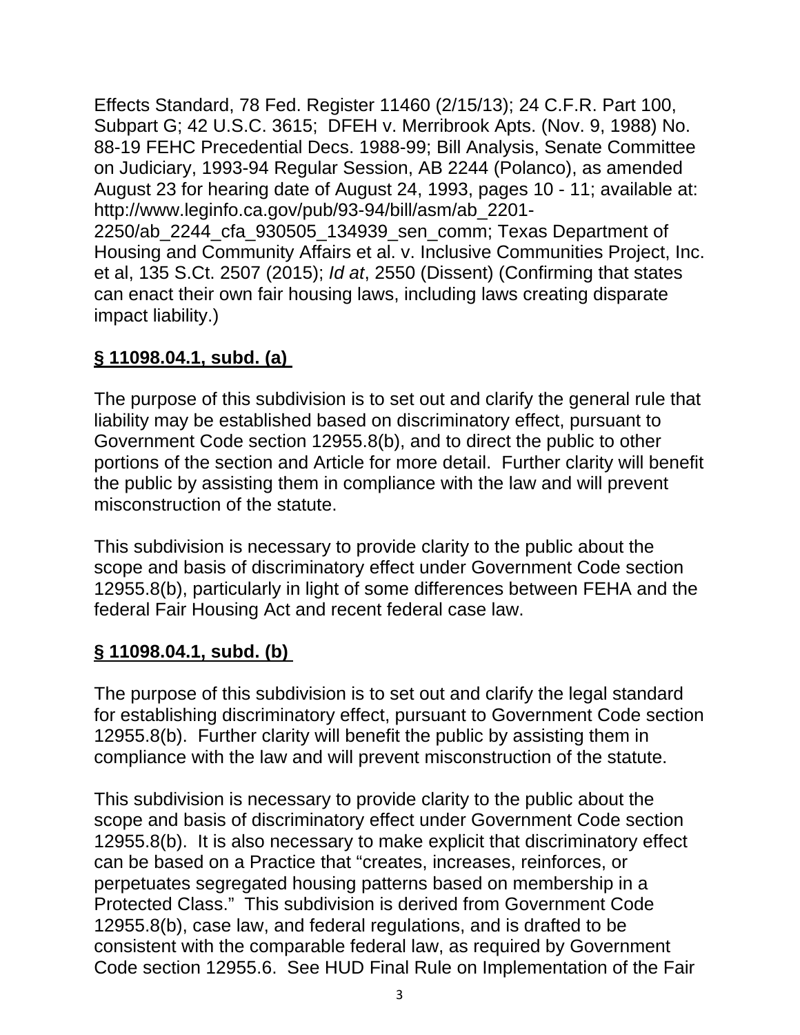Effects Standard, 78 Fed. Register 11460 (2/15/13); 24 C.F.R. Part 100, Subpart G; 42 U.S.C. 3615; DFEH v. Merribrook Apts. (Nov. 9, 1988) No. 88-19 FEHC Precedential Decs. 1988-99; Bill Analysis, Senate Committee on Judiciary, 1993-94 Regular Session, AB 2244 (Polanco), as amended August 23 for hearing date of August 24, 1993, pages 10 - 11; available at: http://www.leginfo.ca.gov/pub/93-94/bill/asm/ab_2201-2250/ab_2244_cfa_930505_134939_sen_comm; Texas Department of Housing and Community Affairs et al. v. Inclusive Communities Project, Inc. et al, 135 S.Ct. 2507 (2015); *Id at*, 2550 (Dissent) (Confirming that states can enact their own fair housing laws, including laws creating disparate impact liability.)

**§ 11098.04.1, subd. (a)**

The purpose of this subdivision is to set out and clarify the general rule that liability may be established based on discriminatory effect, pursuant to Government Code section 12955.8(b), and to direct the public to other portions of the section and Article for more detail. Further clarity will benefit the public by assisting them in compliance with the law and will prevent misconstruction of the statute.

This subdivision is necessary to provide clarity to the public about the scope and basis of discriminatory effect under Government Code section 12955.8(b), particularly in light of some differences between FEHA and the federal Fair Housing Act and recent federal case law.

**§ 11098.04.1, subd. (b)**

The purpose of this subdivision is to set out and clarify the legal standard for establishing discriminatory effect, pursuant to Government Code section 12955.8(b). Further clarity will benefit the public by assisting them in compliance with the law and will prevent misconstruction of the statute.

This subdivision is necessary to provide clarity to the public about the scope and basis of discriminatory effect under Government Code section 12955.8(b). It is also necessary to make explicit that discriminatory effect can be based on a Practice that "creates, increases, reinforces, or perpetuates segregated housing patterns based on membership in a Protected Class." This subdivision is derived from Government Code 12955.8(b), case law, and federal regulations, and is drafted to be consistent with the comparable federal law, as required by Government Code section 12955.6. See HUD Final Rule on Implementation of the Fair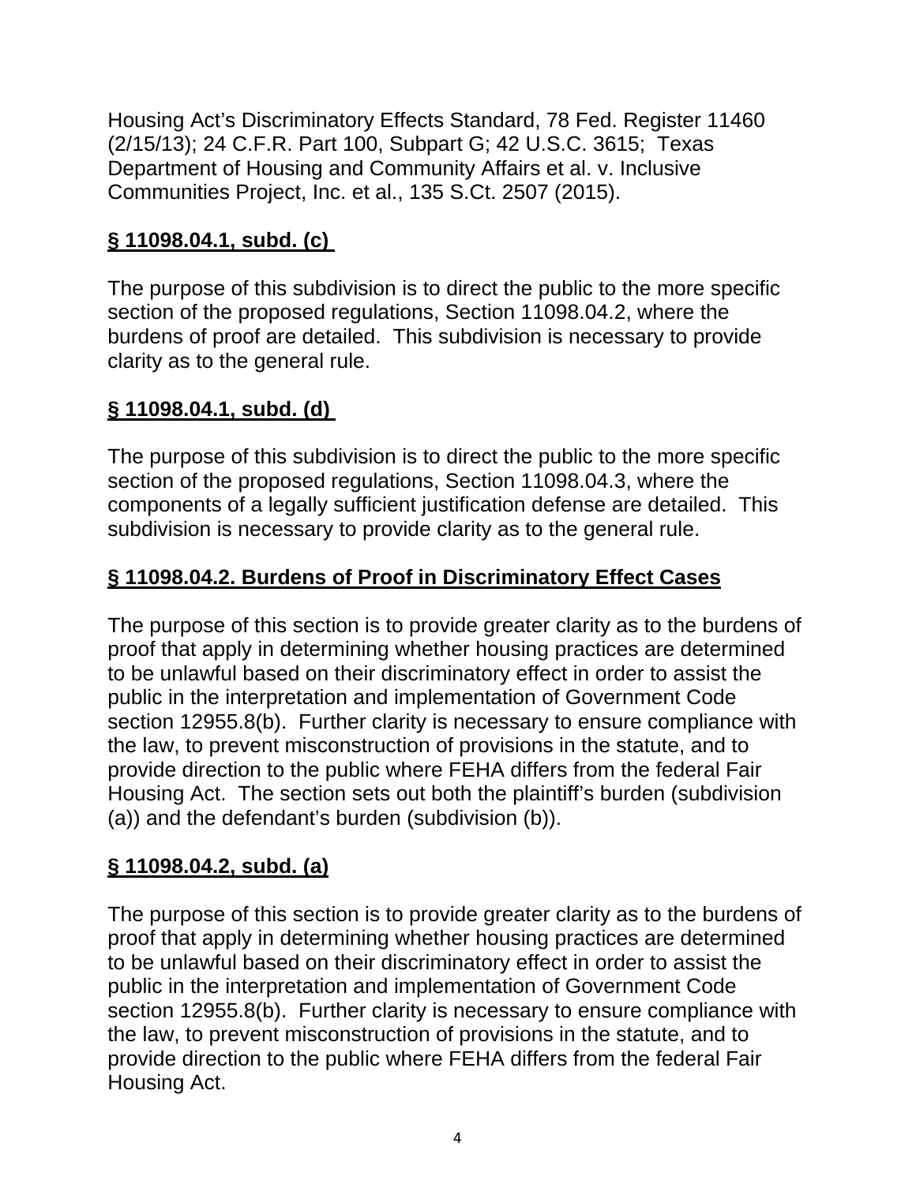Housing Act's Discriminatory Effects Standard, 78 Fed. Register 11460 (2/15/13); 24 C.F.R. Part 100, Subpart G; 42 U.S.C. 3615; Texas Department of Housing and Community Affairs et al. v. Inclusive Communities Project, Inc. et al., 135 S.Ct. 2507 (2015).

**§ 11098.04.1, subd. (c)**

The purpose of this subdivision is to direct the public to the more specific section of the proposed regulations, Section 11098.04.2, where the burdens of proof are detailed. This subdivision is necessary to provide clarity as to the general rule.

**§ 11098.04.1, subd. (d)**

The purpose of this subdivision is to direct the public to the more specific section of the proposed regulations, Section 11098.04.3, where the components of a legally sufficient justification defense are detailed. This subdivision is necessary to provide clarity as to the general rule.

**§ 11098.04.2. Burdens of Proof in Discriminatory Effect Cases**

The purpose of this section is to provide greater clarity as to the burdens of proof that apply in determining whether housing practices are determined to be unlawful based on their discriminatory effect in order to assist the public in the interpretation and implementation of Government Code section 12955.8(b). Further clarity is necessary to ensure compliance with the law, to prevent misconstruction of provisions in the statute, and to provide direction to the public where FEHA differs from the federal Fair Housing Act. The section sets out both the plaintiff's burden (subdivision (a)) and the defendant's burden (subdivision (b)).

**§ 11098.04.2, subd. (a)**

The purpose of this section is to provide greater clarity as to the burdens of proof that apply in determining whether housing practices are determined to be unlawful based on their discriminatory effect in order to assist the public in the interpretation and implementation of Government Code section 12955.8(b). Further clarity is necessary to ensure compliance with the law, to prevent misconstruction of provisions in the statute, and to provide direction to the public where FEHA differs from the federal Fair Housing Act.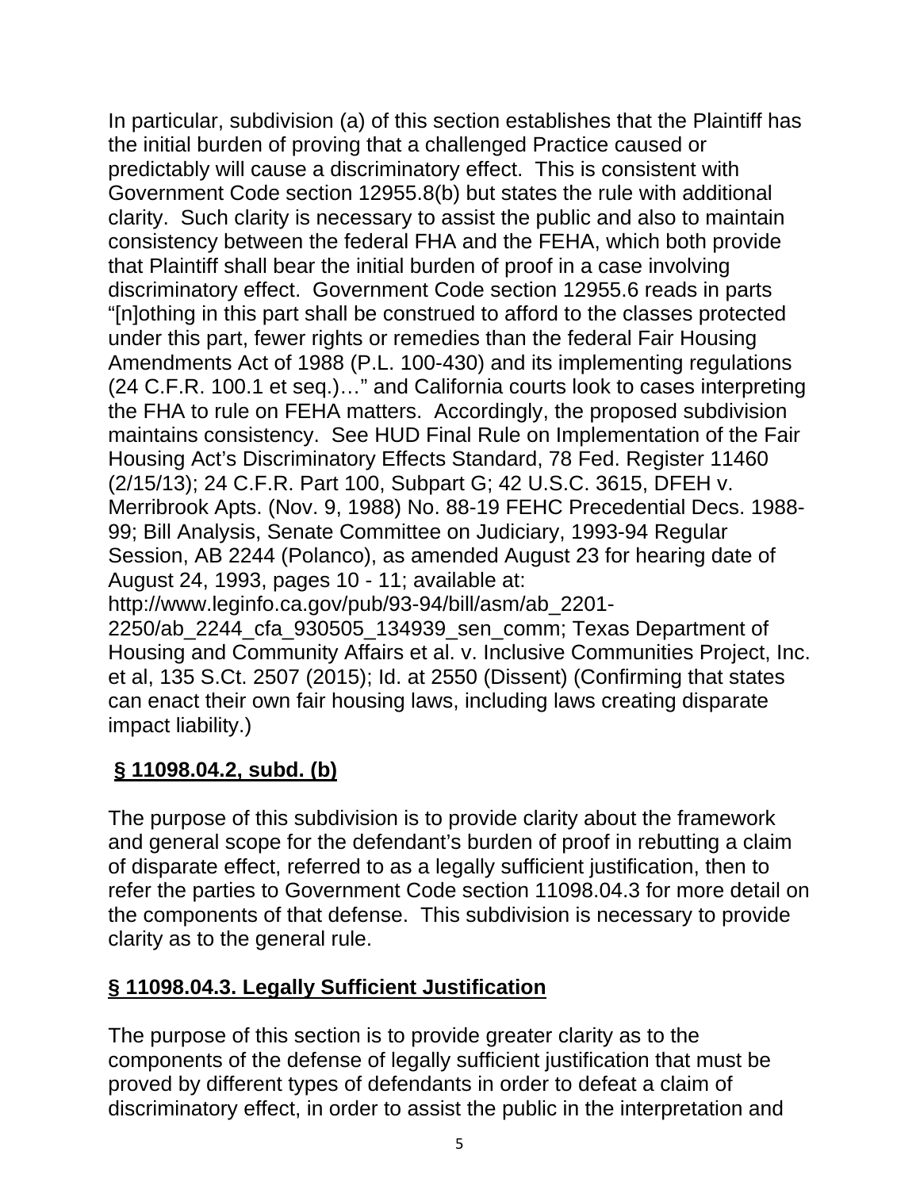In particular, subdivision (a) of this section establishes that the Plaintiff has the initial burden of proving that a challenged Practice caused or predictably will cause a discriminatory effect. This is consistent with Government Code section 12955.8(b) but states the rule with additional clarity. Such clarity is necessary to assist the public and also to maintain consistency between the federal FHA and the FEHA, which both provide that Plaintiff shall bear the initial burden of proof in a case involving discriminatory effect. Government Code section 12955.6 reads in parts "[n]othing in this part shall be construed to afford to the classes protected under this part, fewer rights or remedies than the federal Fair Housing Amendments Act of 1988 (P.L. 100-430) and its implementing regulations (24 C.F.R. 100.1 et seq.)…" and California courts look to cases interpreting the FHA to rule on FEHA matters. Accordingly, the proposed subdivision maintains consistency. See HUD Final Rule on Implementation of the Fair Housing Act's Discriminatory Effects Standard, 78 Fed. Register 11460 (2/15/13); 24 C.F.R. Part 100, Subpart G; 42 U.S.C. 3615, DFEH v. Merribrook Apts. (Nov. 9, 1988) No. 88-19 FEHC Precedential Decs. 1988-99; Bill Analysis, Senate Committee on Judiciary, 1993-94 Regular Session, AB 2244 (Polanco), as amended August 23 for hearing date of August 24, 1993, pages 10 - 11; available at: http://www.leginfo.ca.gov/pub/93-94/bill/asm/ab_2201-2250/ab_2244_cfa_930505_134939_sen_comm; Texas Department of Housing and Community Affairs et al. v. Inclusive Communities Project, Inc. et al, 135 S.Ct. 2507 (2015); Id. at 2550 (Dissent) (Confirming that states can enact their own fair housing laws, including laws creating disparate impact liability.)

## § 11098.04.2, subd. (b)

The purpose of this subdivision is to provide clarity about the framework and general scope for the defendant's burden of proof in rebutting a claim of disparate effect, referred to as a legally sufficient justification, then to refer the parties to Government Code section 11098.04.3 for more detail on the components of that defense. This subdivision is necessary to provide clarity as to the general rule.

## § 11098.04.3. Legally Sufficient Justification

The purpose of this section is to provide greater clarity as to the components of the defense of legally sufficient justification that must be proved by different types of defendants in order to defeat a claim of discriminatory effect, in order to assist the public in the interpretation and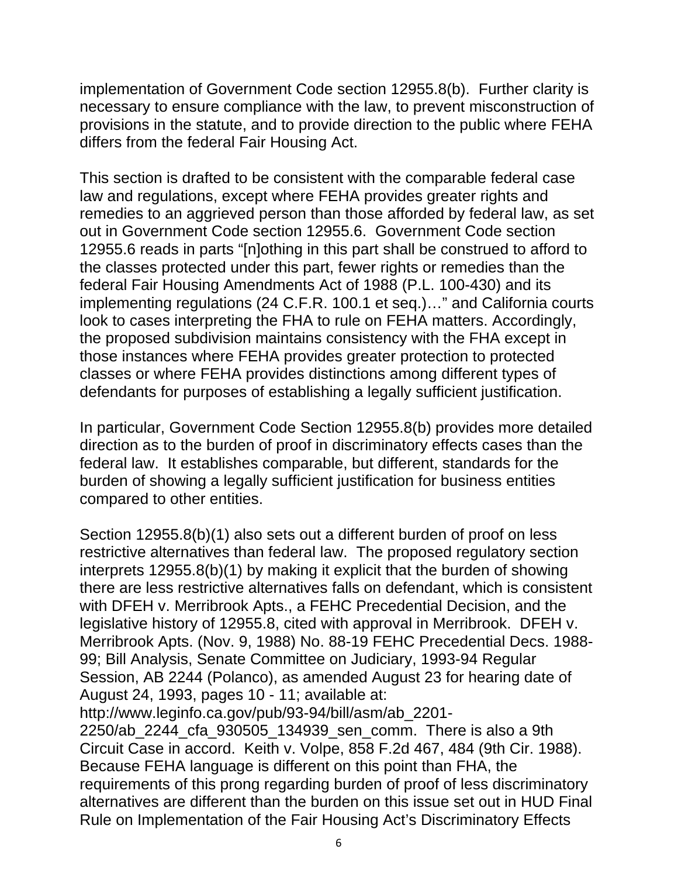implementation of Government Code section 12955.8(b). Further clarity is necessary to ensure compliance with the law, to prevent misconstruction of provisions in the statute, and to provide direction to the public where FEHA differs from the federal Fair Housing Act.

This section is drafted to be consistent with the comparable federal case law and regulations, except where FEHA provides greater rights and remedies to an aggrieved person than those afforded by federal law, as set out in Government Code section 12955.6. Government Code section 12955.6 reads in parts "[n]othing in this part shall be construed to afford to the classes protected under this part, fewer rights or remedies than the federal Fair Housing Amendments Act of 1988 (P.L. 100-430) and its implementing regulations (24 C.F.R. 100.1 et seq.)…" and California courts look to cases interpreting the FHA to rule on FEHA matters. Accordingly, the proposed subdivision maintains consistency with the FHA except in those instances where FEHA provides greater protection to protected classes or where FEHA provides distinctions among different types of defendants for purposes of establishing a legally sufficient justification.

In particular, Government Code Section 12955.8(b) provides more detailed direction as to the burden of proof in discriminatory effects cases than the federal law. It establishes comparable, but different, standards for the burden of showing a legally sufficient justification for business entities compared to other entities.

Section 12955.8(b)(1) also sets out a different burden of proof on less restrictive alternatives than federal law. The proposed regulatory section interprets 12955.8(b)(1) by making it explicit that the burden of showing there are less restrictive alternatives falls on defendant, which is consistent with DFEH v. Merribrook Apts., a FEHC Precedential Decision, and the legislative history of 12955.8, cited with approval in Merribrook. DFEH v. Merribrook Apts. (Nov. 9, 1988) No. 88-19 FEHC Precedential Decs. 1988-99; Bill Analysis, Senate Committee on Judiciary, 1993-94 Regular Session, AB 2244 (Polanco), as amended August 23 for hearing date of August 24, 1993, pages 10 - 11; available at: http://www.leginfo.ca.gov/pub/93-94/bill/asm/ab_2201-2250/ab_2244_cfa_930505_134939_sen_comm. There is also a 9th Circuit Case in accord. Keith v. Volpe, 858 F.2d 467, 484 (9th Cir. 1988). Because FEHA language is different on this point than FHA, the requirements of this prong regarding burden of proof of less discriminatory alternatives are different than the burden on this issue set out in HUD Final Rule on Implementation of the Fair Housing Act's Discriminatory Effects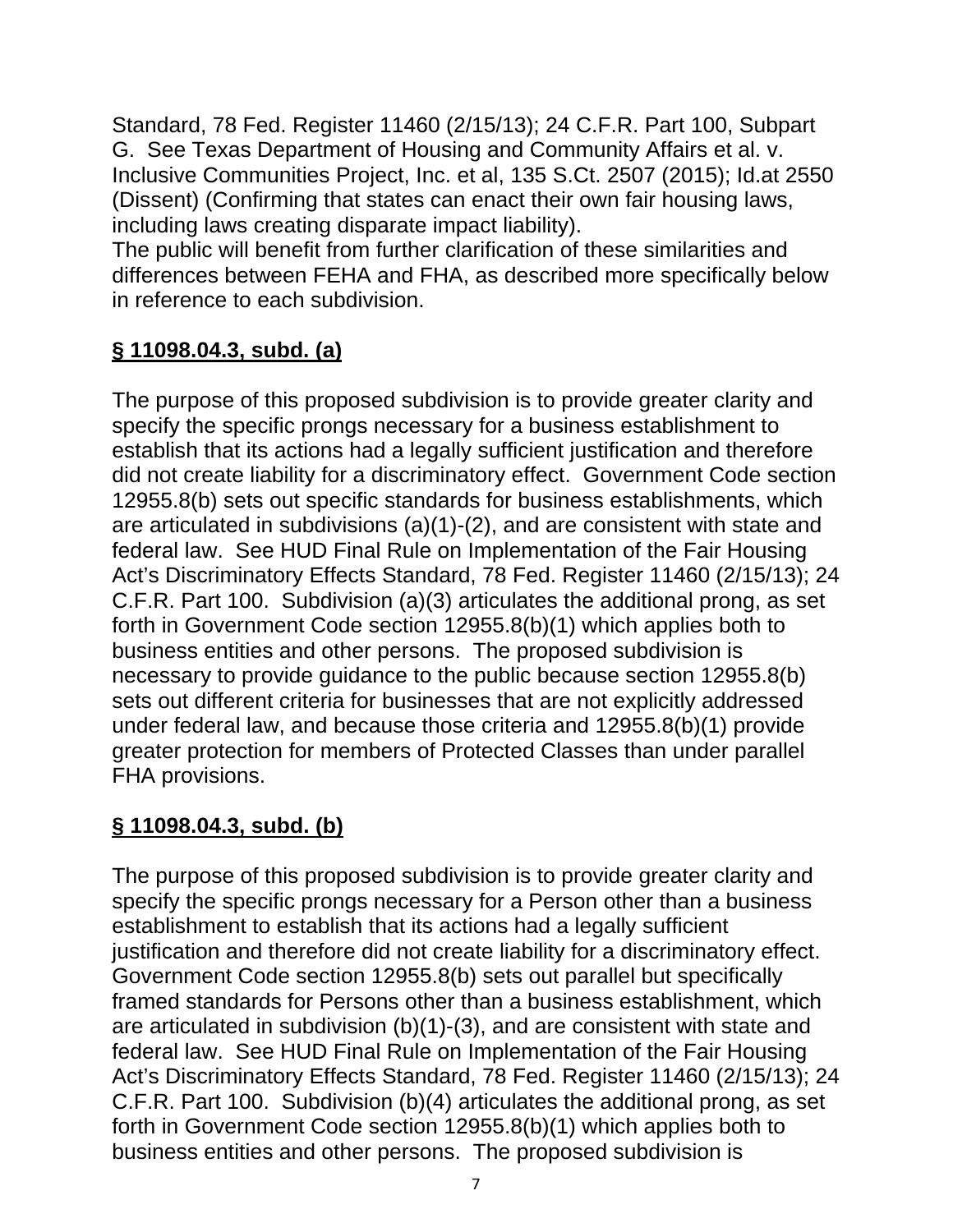Standard, 78 Fed. Register 11460 (2/15/13); 24 C.F.R. Part 100, Subpart G. See Texas Department of Housing and Community Affairs et al. v. Inclusive Communities Project, Inc. et al, 135 S.Ct. 2507 (2015); Id.at 2550 (Dissent) (Confirming that states can enact their own fair housing laws, including laws creating disparate impact liability).
The public will benefit from further clarification of these similarities and differences between FEHA and FHA, as described more specifically below in reference to each subdivision.

**§ 11098.04.3, subd. (a)**

The purpose of this proposed subdivision is to provide greater clarity and specify the specific prongs necessary for a business establishment to establish that its actions had a legally sufficient justification and therefore did not create liability for a discriminatory effect. Government Code section 12955.8(b) sets out specific standards for business establishments, which are articulated in subdivisions (a)(1)-(2), and are consistent with state and federal law. See HUD Final Rule on Implementation of the Fair Housing Act's Discriminatory Effects Standard, 78 Fed. Register 11460 (2/15/13); 24 C.F.R. Part 100. Subdivision (a)(3) articulates the additional prong, as set forth in Government Code section 12955.8(b)(1) which applies both to business entities and other persons. The proposed subdivision is necessary to provide guidance to the public because section 12955.8(b) sets out different criteria for businesses that are not explicitly addressed under federal law, and because those criteria and 12955.8(b)(1) provide greater protection for members of Protected Classes than under parallel FHA provisions.

**§ 11098.04.3, subd. (b)**

The purpose of this proposed subdivision is to provide greater clarity and specify the specific prongs necessary for a Person other than a business establishment to establish that its actions had a legally sufficient justification and therefore did not create liability for a discriminatory effect. Government Code section 12955.8(b) sets out parallel but specifically framed standards for Persons other than a business establishment, which are articulated in subdivision (b)(1)-(3), and are consistent with state and federal law. See HUD Final Rule on Implementation of the Fair Housing Act's Discriminatory Effects Standard, 78 Fed. Register 11460 (2/15/13); 24 C.F.R. Part 100. Subdivision (b)(4) articulates the additional prong, as set forth in Government Code section 12955.8(b)(1) which applies both to business entities and other persons. The proposed subdivision is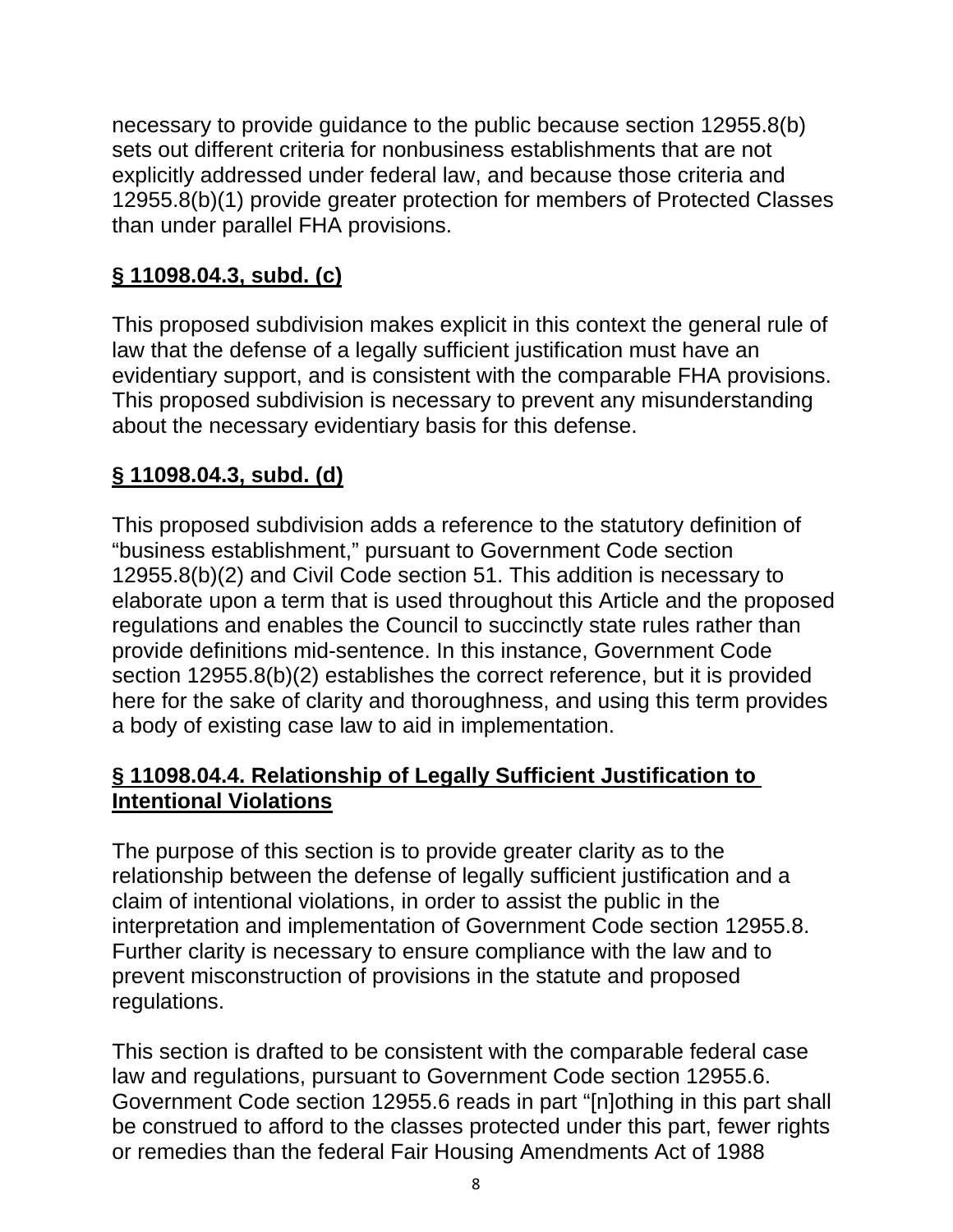necessary to provide guidance to the public because section 12955.8(b) sets out different criteria for nonbusiness establishments that are not explicitly addressed under federal law, and because those criteria and 12955.8(b)(1) provide greater protection for members of Protected Classes than under parallel FHA provisions.

**§ 11098.04.3, subd. (c)**

This proposed subdivision makes explicit in this context the general rule of law that the defense of a legally sufficient justification must have an evidentiary support, and is consistent with the comparable FHA provisions. This proposed subdivision is necessary to prevent any misunderstanding about the necessary evidentiary basis for this defense.

**§ 11098.04.3, subd. (d)**

This proposed subdivision adds a reference to the statutory definition of "business establishment," pursuant to Government Code section 12955.8(b)(2) and Civil Code section 51. This addition is necessary to elaborate upon a term that is used throughout this Article and the proposed regulations and enables the Council to succinctly state rules rather than provide definitions mid-sentence. In this instance, Government Code section 12955.8(b)(2) establishes the correct reference, but it is provided here for the sake of clarity and thoroughness, and using this term provides a body of existing case law to aid in implementation.

**§ 11098.04.4. Relationship of Legally Sufficient Justification to Intentional Violations**

The purpose of this section is to provide greater clarity as to the relationship between the defense of legally sufficient justification and a claim of intentional violations, in order to assist the public in the interpretation and implementation of Government Code section 12955.8. Further clarity is necessary to ensure compliance with the law and to prevent misconstruction of provisions in the statute and proposed regulations.

This section is drafted to be consistent with the comparable federal case law and regulations, pursuant to Government Code section 12955.6. Government Code section 12955.6 reads in part "[n]othing in this part shall be construed to afford to the classes protected under this part, fewer rights or remedies than the federal Fair Housing Amendments Act of 1988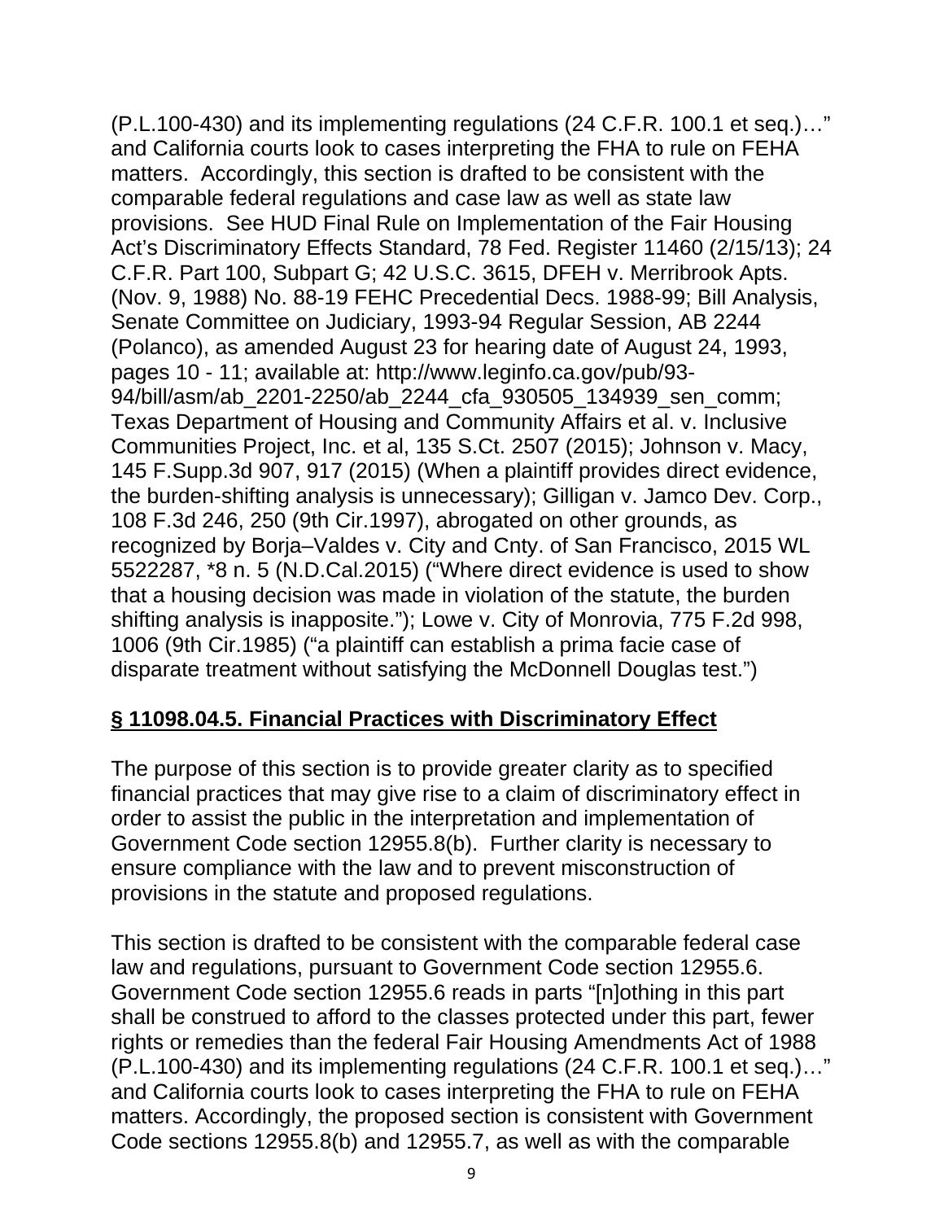(P.L.100-430) and its implementing regulations (24 C.F.R. 100.1 et seq.)…" and California courts look to cases interpreting the FHA to rule on FEHA matters. Accordingly, this section is drafted to be consistent with the comparable federal regulations and case law as well as state law provisions. See HUD Final Rule on Implementation of the Fair Housing Act's Discriminatory Effects Standard, 78 Fed. Register 11460 (2/15/13); 24 C.F.R. Part 100, Subpart G; 42 U.S.C. 3615, DFEH v. Merribrook Apts. (Nov. 9, 1988) No. 88-19 FEHC Precedential Decs. 1988-99; Bill Analysis, Senate Committee on Judiciary, 1993-94 Regular Session, AB 2244 (Polanco), as amended August 23 for hearing date of August 24, 1993, pages 10 - 11; available at: http://www.leginfo.ca.gov/pub/93-94/bill/asm/ab_2201-2250/ab_2244_cfa_930505_134939_sen_comm; Texas Department of Housing and Community Affairs et al. v. Inclusive Communities Project, Inc. et al, 135 S.Ct. 2507 (2015); Johnson v. Macy, 145 F.Supp.3d 907, 917 (2015) (When a plaintiff provides direct evidence, the burden-shifting analysis is unnecessary); Gilligan v. Jamco Dev. Corp., 108 F.3d 246, 250 (9th Cir.1997), abrogated on other grounds, as recognized by Borja–Valdes v. City and Cnty. of San Francisco, 2015 WL 5522287, *8 n. 5 (N.D.Cal.2015) ("Where direct evidence is used to show that a housing decision was made in violation of the statute, the burden shifting analysis is inapposite."); Lowe v. City of Monrovia, 775 F.2d 998, 1006 (9th Cir.1985) ("a plaintiff can establish a prima facie case of disparate treatment without satisfying the McDonnell Douglas test.")

## § 11098.04.5. Financial Practices with Discriminatory Effect

The purpose of this section is to provide greater clarity as to specified financial practices that may give rise to a claim of discriminatory effect in order to assist the public in the interpretation and implementation of Government Code section 12955.8(b). Further clarity is necessary to ensure compliance with the law and to prevent misconstruction of provisions in the statute and proposed regulations.

This section is drafted to be consistent with the comparable federal case law and regulations, pursuant to Government Code section 12955.6. Government Code section 12955.6 reads in parts "[n]othing in this part shall be construed to afford to the classes protected under this part, fewer rights or remedies than the federal Fair Housing Amendments Act of 1988 (P.L.100-430) and its implementing regulations (24 C.F.R. 100.1 et seq.)…" and California courts look to cases interpreting the FHA to rule on FEHA matters. Accordingly, the proposed section is consistent with Government Code sections 12955.8(b) and 12955.7, as well as with the comparable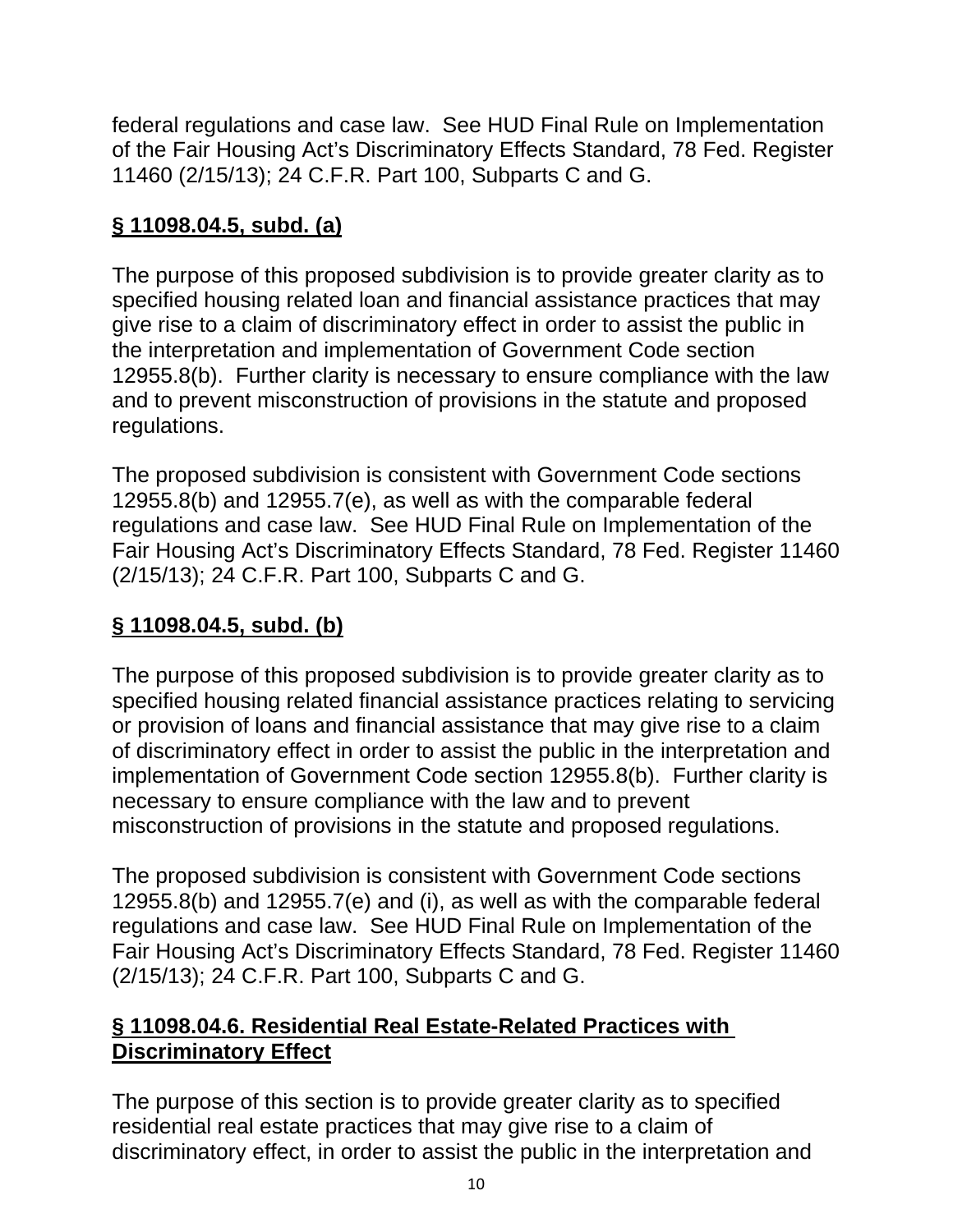federal regulations and case law. See HUD Final Rule on Implementation of the Fair Housing Act's Discriminatory Effects Standard, 78 Fed. Register 11460 (2/15/13); 24 C.F.R. Part 100, Subparts C and G.

## **§ 11098.04.5, subd. (a)**

The purpose of this proposed subdivision is to provide greater clarity as to specified housing related loan and financial assistance practices that may give rise to a claim of discriminatory effect in order to assist the public in the interpretation and implementation of Government Code section 12955.8(b). Further clarity is necessary to ensure compliance with the law and to prevent misconstruction of provisions in the statute and proposed regulations.

The proposed subdivision is consistent with Government Code sections 12955.8(b) and 12955.7(e), as well as with the comparable federal regulations and case law. See HUD Final Rule on Implementation of the Fair Housing Act's Discriminatory Effects Standard, 78 Fed. Register 11460 (2/15/13); 24 C.F.R. Part 100, Subparts C and G.

## **§ 11098.04.5, subd. (b)**

The purpose of this proposed subdivision is to provide greater clarity as to specified housing related financial assistance practices relating to servicing or provision of loans and financial assistance that may give rise to a claim of discriminatory effect in order to assist the public in the interpretation and implementation of Government Code section 12955.8(b). Further clarity is necessary to ensure compliance with the law and to prevent misconstruction of provisions in the statute and proposed regulations.

The proposed subdivision is consistent with Government Code sections 12955.8(b) and 12955.7(e) and (i), as well as with the comparable federal regulations and case law. See HUD Final Rule on Implementation of the Fair Housing Act's Discriminatory Effects Standard, 78 Fed. Register 11460 (2/15/13); 24 C.F.R. Part 100, Subparts C and G.

## **§ 11098.04.6. Residential Real Estate-Related Practices with Discriminatory Effect**

The purpose of this section is to provide greater clarity as to specified residential real estate practices that may give rise to a claim of discriminatory effect, in order to assist the public in the interpretation and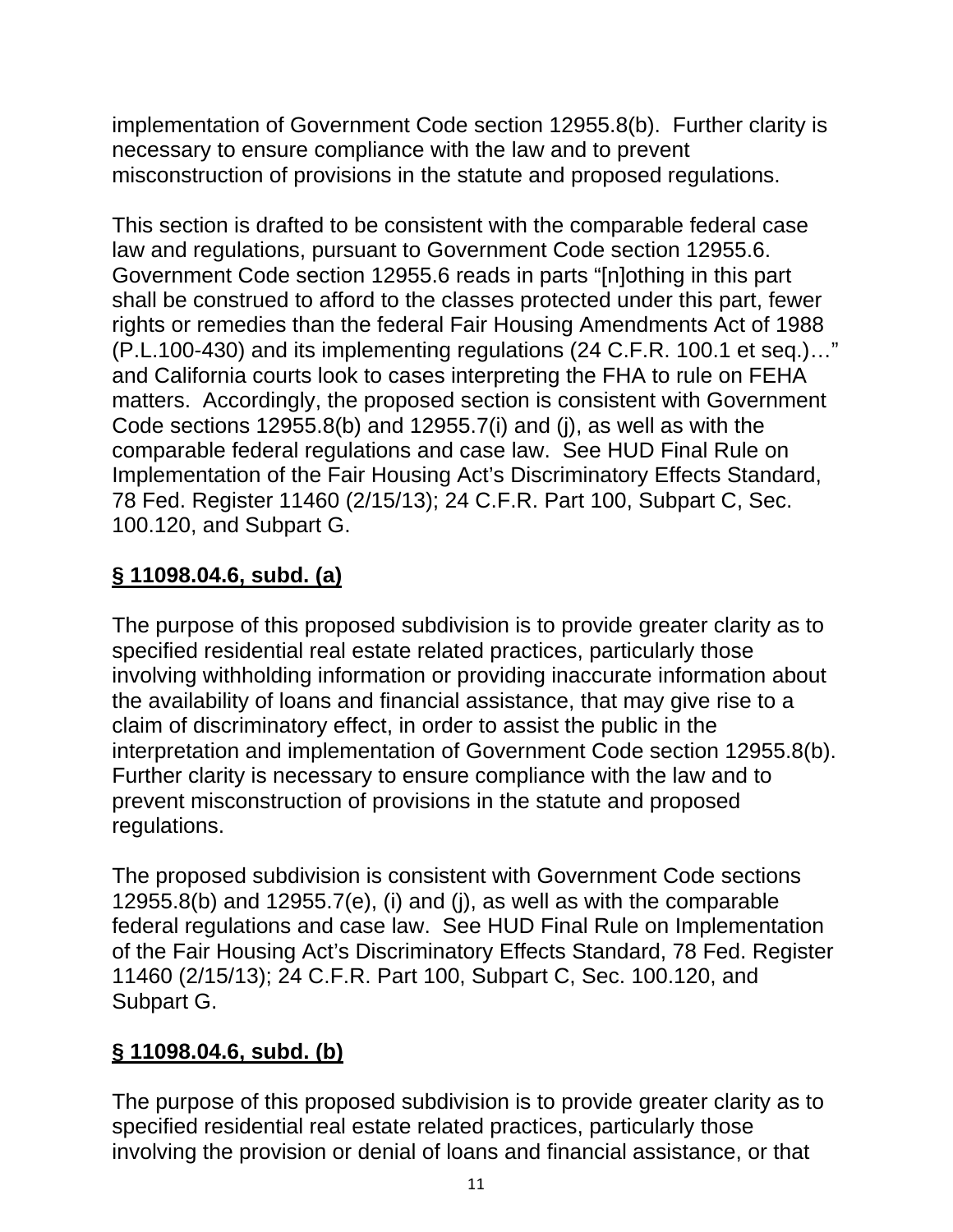implementation of Government Code section 12955.8(b). Further clarity is necessary to ensure compliance with the law and to prevent misconstruction of provisions in the statute and proposed regulations.

This section is drafted to be consistent with the comparable federal case law and regulations, pursuant to Government Code section 12955.6. Government Code section 12955.6 reads in parts "[n]othing in this part shall be construed to afford to the classes protected under this part, fewer rights or remedies than the federal Fair Housing Amendments Act of 1988 (P.L.100-430) and its implementing regulations (24 C.F.R. 100.1 et seq.)…" and California courts look to cases interpreting the FHA to rule on FEHA matters. Accordingly, the proposed section is consistent with Government Code sections 12955.8(b) and 12955.7(i) and (j), as well as with the comparable federal regulations and case law. See HUD Final Rule on Implementation of the Fair Housing Act's Discriminatory Effects Standard, 78 Fed. Register 11460 (2/15/13); 24 C.F.R. Part 100, Subpart C, Sec. 100.120, and Subpart G.

**§ 11098.04.6, subd. (a)**

The purpose of this proposed subdivision is to provide greater clarity as to specified residential real estate related practices, particularly those involving withholding information or providing inaccurate information about the availability of loans and financial assistance, that may give rise to a claim of discriminatory effect, in order to assist the public in the interpretation and implementation of Government Code section 12955.8(b). Further clarity is necessary to ensure compliance with the law and to prevent misconstruction of provisions in the statute and proposed regulations.

The proposed subdivision is consistent with Government Code sections 12955.8(b) and 12955.7(e), (i) and (j), as well as with the comparable federal regulations and case law. See HUD Final Rule on Implementation of the Fair Housing Act's Discriminatory Effects Standard, 78 Fed. Register 11460 (2/15/13); 24 C.F.R. Part 100, Subpart C, Sec. 100.120, and Subpart G.

**§ 11098.04.6, subd. (b)**

The purpose of this proposed subdivision is to provide greater clarity as to specified residential real estate related practices, particularly those involving the provision or denial of loans and financial assistance, or that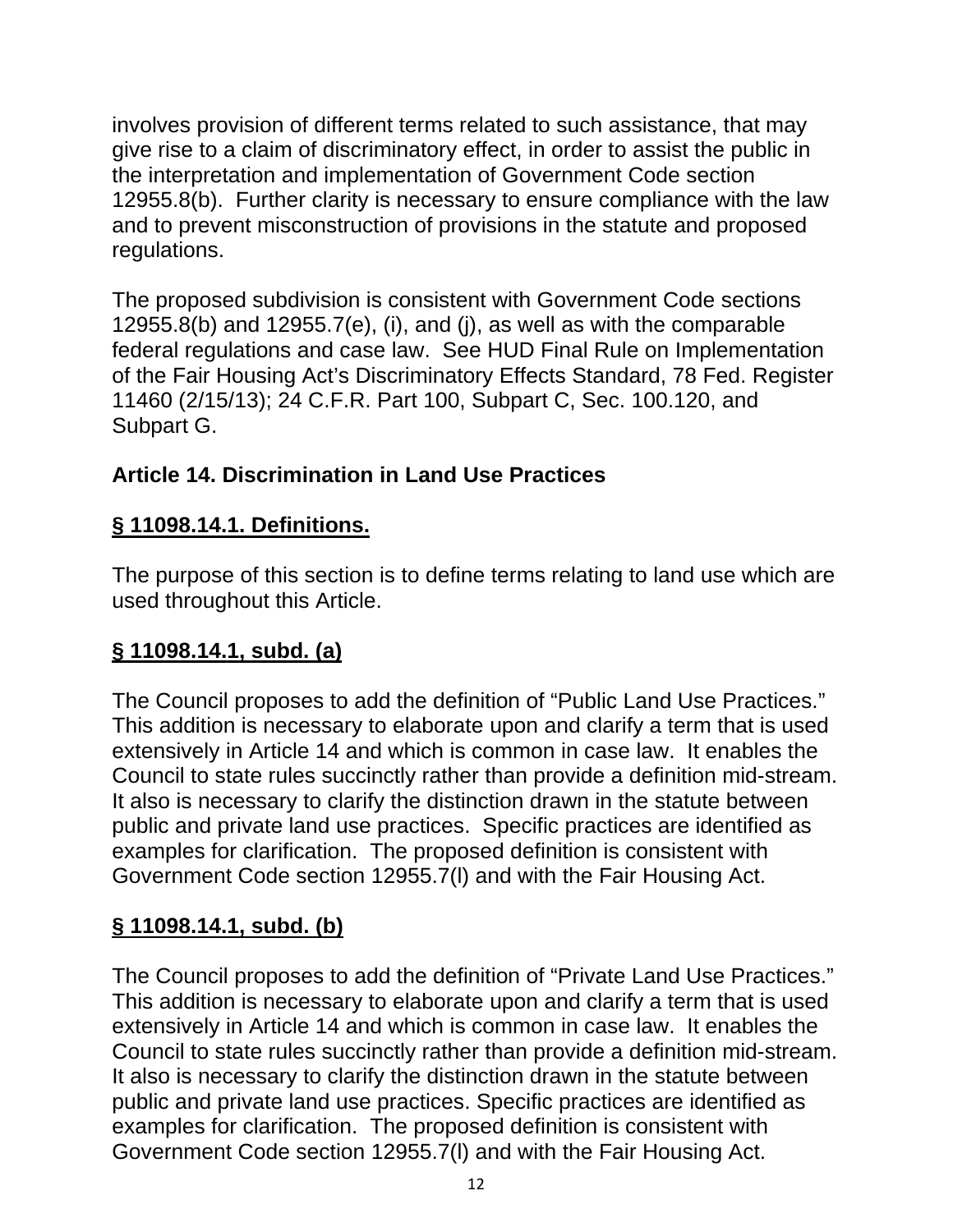involves provision of different terms related to such assistance, that may give rise to a claim of discriminatory effect, in order to assist the public in the interpretation and implementation of Government Code section 12955.8(b). Further clarity is necessary to ensure compliance with the law and to prevent misconstruction of provisions in the statute and proposed regulations.

The proposed subdivision is consistent with Government Code sections 12955.8(b) and 12955.7(e), (i), and (j), as well as with the comparable federal regulations and case law. See HUD Final Rule on Implementation of the Fair Housing Act's Discriminatory Effects Standard, 78 Fed. Register 11460 (2/15/13); 24 C.F.R. Part 100, Subpart C, Sec. 100.120, and Subpart G.

**Article 14. Discrimination in Land Use Practices**

**§ 11098.14.1. Definitions.**

The purpose of this section is to define terms relating to land use which are used throughout this Article.

**§ 11098.14.1, subd. (a)**

The Council proposes to add the definition of "Public Land Use Practices." This addition is necessary to elaborate upon and clarify a term that is used extensively in Article 14 and which is common in case law. It enables the Council to state rules succinctly rather than provide a definition mid-stream. It also is necessary to clarify the distinction drawn in the statute between public and private land use practices. Specific practices are identified as examples for clarification. The proposed definition is consistent with Government Code section 12955.7(l) and with the Fair Housing Act.

**§ 11098.14.1, subd. (b)**

The Council proposes to add the definition of "Private Land Use Practices." This addition is necessary to elaborate upon and clarify a term that is used extensively in Article 14 and which is common in case law. It enables the Council to state rules succinctly rather than provide a definition mid-stream. It also is necessary to clarify the distinction drawn in the statute between public and private land use practices. Specific practices are identified as examples for clarification. The proposed definition is consistent with Government Code section 12955.7(l) and with the Fair Housing Act.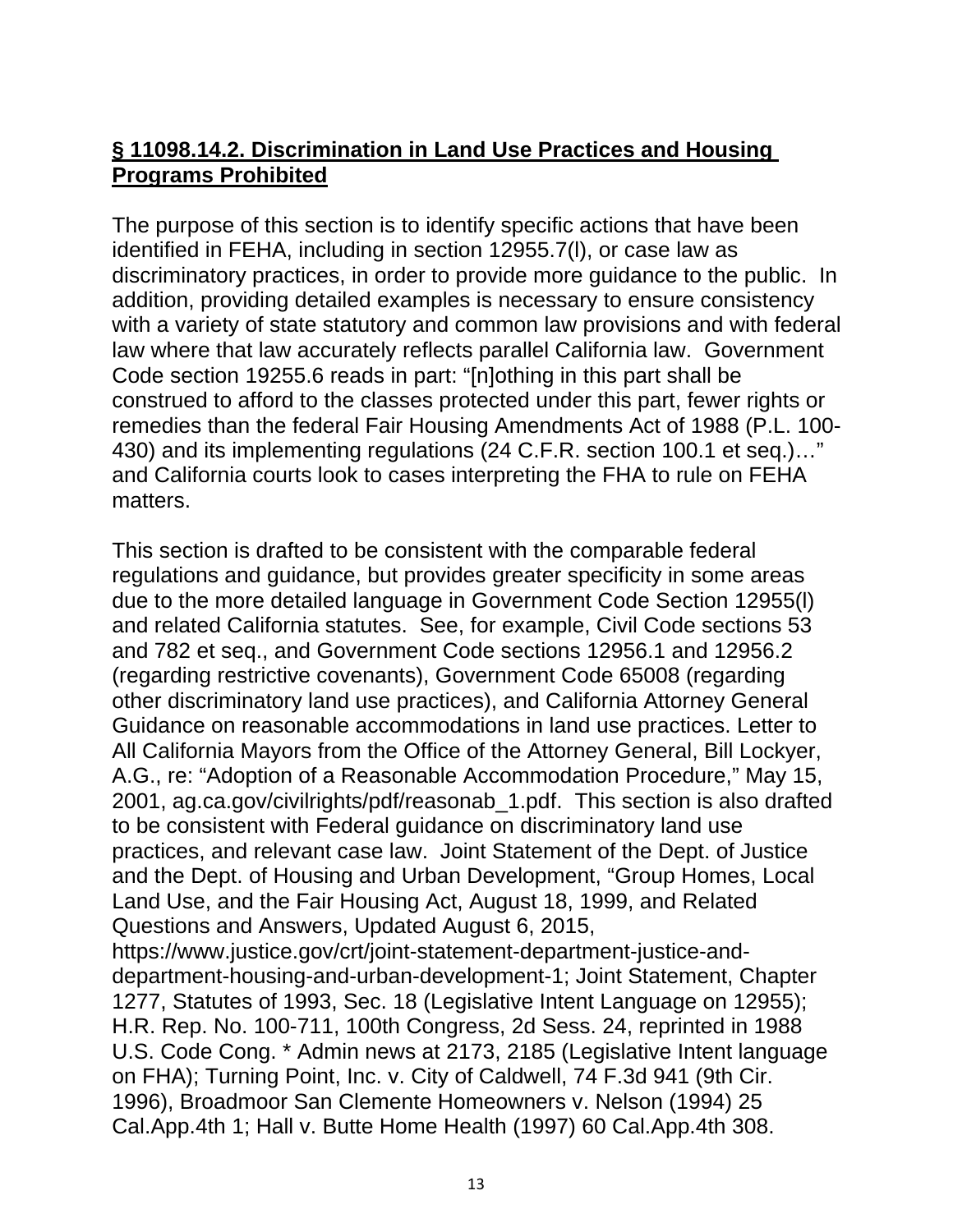## **§ 11098.14.2. Discrimination in Land Use Practices and Housing Programs Prohibited**

The purpose of this section is to identify specific actions that have been identified in FEHA, including in section 12955.7(l), or case law as discriminatory practices, in order to provide more guidance to the public. In addition, providing detailed examples is necessary to ensure consistency with a variety of state statutory and common law provisions and with federal law where that law accurately reflects parallel California law. Government Code section 19255.6 reads in part: "[n]othing in this part shall be construed to afford to the classes protected under this part, fewer rights or remedies than the federal Fair Housing Amendments Act of 1988 (P.L. 100-430) and its implementing regulations (24 C.F.R. section 100.1 et seq.)…" and California courts look to cases interpreting the FHA to rule on FEHA matters.

This section is drafted to be consistent with the comparable federal regulations and guidance, but provides greater specificity in some areas due to the more detailed language in Government Code Section 12955(l) and related California statutes. See, for example, Civil Code sections 53 and 782 et seq., and Government Code sections 12956.1 and 12956.2 (regarding restrictive covenants), Government Code 65008 (regarding other discriminatory land use practices), and California Attorney General Guidance on reasonable accommodations in land use practices. Letter to All California Mayors from the Office of the Attorney General, Bill Lockyer, A.G., re: "Adoption of a Reasonable Accommodation Procedure," May 15, 2001, ag.ca.gov/civilrights/pdf/reasonab_1.pdf. This section is also drafted to be consistent with Federal guidance on discriminatory land use practices, and relevant case law. Joint Statement of the Dept. of Justice and the Dept. of Housing and Urban Development, "Group Homes, Local Land Use, and the Fair Housing Act, August 18, 1999, and Related Questions and Answers, Updated August 6, 2015, https://www.justice.gov/crt/joint-statement-department-justice-and-department-housing-and-urban-development-1; Joint Statement, Chapter 1277, Statutes of 1993, Sec. 18 (Legislative Intent Language on 12955); H.R. Rep. No. 100-711, 100th Congress, 2d Sess. 24, reprinted in 1988 U.S. Code Cong. * Admin news at 2173, 2185 (Legislative Intent language on FHA); Turning Point, Inc. v. City of Caldwell, 74 F.3d 941 (9th Cir. 1996), Broadmoor San Clemente Homeowners v. Nelson (1994) 25 Cal.App.4th 1; Hall v. Butte Home Health (1997) 60 Cal.App.4th 308.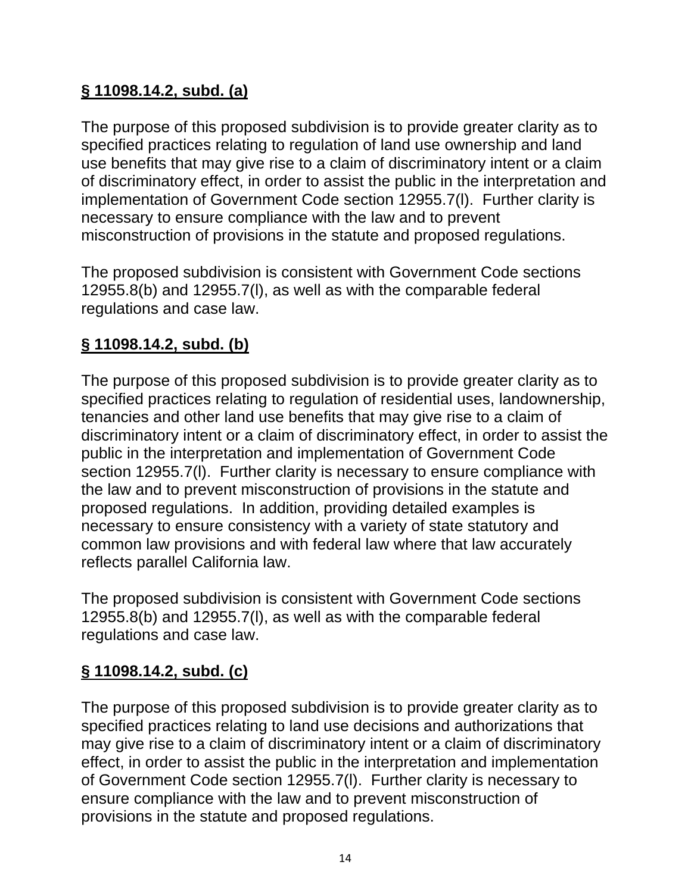**§ 11098.14.2, subd. (a)**

The purpose of this proposed subdivision is to provide greater clarity as to specified practices relating to regulation of land use ownership and land use benefits that may give rise to a claim of discriminatory intent or a claim of discriminatory effect, in order to assist the public in the interpretation and implementation of Government Code section 12955.7(l). Further clarity is necessary to ensure compliance with the law and to prevent misconstruction of provisions in the statute and proposed regulations.

The proposed subdivision is consistent with Government Code sections 12955.8(b) and 12955.7(l), as well as with the comparable federal regulations and case law.

**§ 11098.14.2, subd. (b)**

The purpose of this proposed subdivision is to provide greater clarity as to specified practices relating to regulation of residential uses, landownership, tenancies and other land use benefits that may give rise to a claim of discriminatory intent or a claim of discriminatory effect, in order to assist the public in the interpretation and implementation of Government Code section 12955.7(l). Further clarity is necessary to ensure compliance with the law and to prevent misconstruction of provisions in the statute and proposed regulations. In addition, providing detailed examples is necessary to ensure consistency with a variety of state statutory and common law provisions and with federal law where that law accurately reflects parallel California law.

The proposed subdivision is consistent with Government Code sections 12955.8(b) and 12955.7(l), as well as with the comparable federal regulations and case law.

**§ 11098.14.2, subd. (c)**

The purpose of this proposed subdivision is to provide greater clarity as to specified practices relating to land use decisions and authorizations that may give rise to a claim of discriminatory intent or a claim of discriminatory effect, in order to assist the public in the interpretation and implementation of Government Code section 12955.7(l). Further clarity is necessary to ensure compliance with the law and to prevent misconstruction of provisions in the statute and proposed regulations.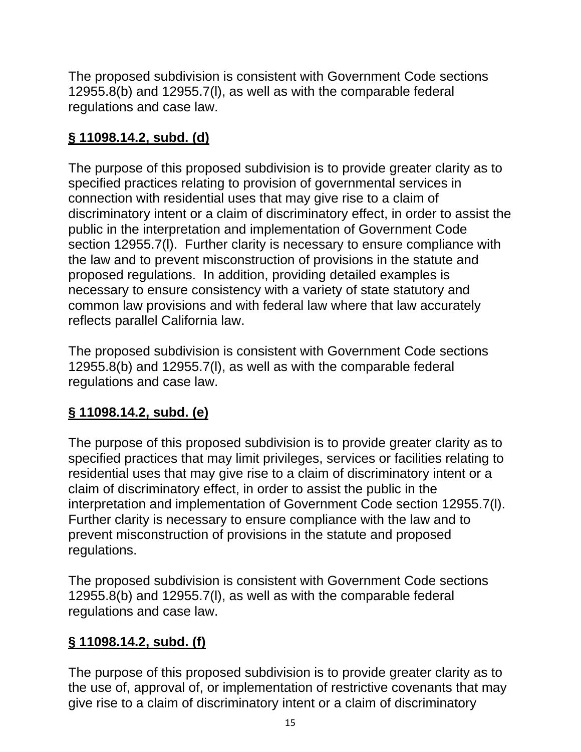The proposed subdivision is consistent with Government Code sections 12955.8(b) and 12955.7(l), as well as with the comparable federal regulations and case law.

**§ 11098.14.2, subd. (d)**

The purpose of this proposed subdivision is to provide greater clarity as to specified practices relating to provision of governmental services in connection with residential uses that may give rise to a claim of discriminatory intent or a claim of discriminatory effect, in order to assist the public in the interpretation and implementation of Government Code section 12955.7(l). Further clarity is necessary to ensure compliance with the law and to prevent misconstruction of provisions in the statute and proposed regulations. In addition, providing detailed examples is necessary to ensure consistency with a variety of state statutory and common law provisions and with federal law where that law accurately reflects parallel California law.

The proposed subdivision is consistent with Government Code sections 12955.8(b) and 12955.7(l), as well as with the comparable federal regulations and case law.

**§ 11098.14.2, subd. (e)**

The purpose of this proposed subdivision is to provide greater clarity as to specified practices that may limit privileges, services or facilities relating to residential uses that may give rise to a claim of discriminatory intent or a claim of discriminatory effect, in order to assist the public in the interpretation and implementation of Government Code section 12955.7(l). Further clarity is necessary to ensure compliance with the law and to prevent misconstruction of provisions in the statute and proposed regulations.

The proposed subdivision is consistent with Government Code sections 12955.8(b) and 12955.7(l), as well as with the comparable federal regulations and case law.

**§ 11098.14.2, subd. (f)**

The purpose of this proposed subdivision is to provide greater clarity as to the use of, approval of, or implementation of restrictive covenants that may give rise to a claim of discriminatory intent or a claim of discriminatory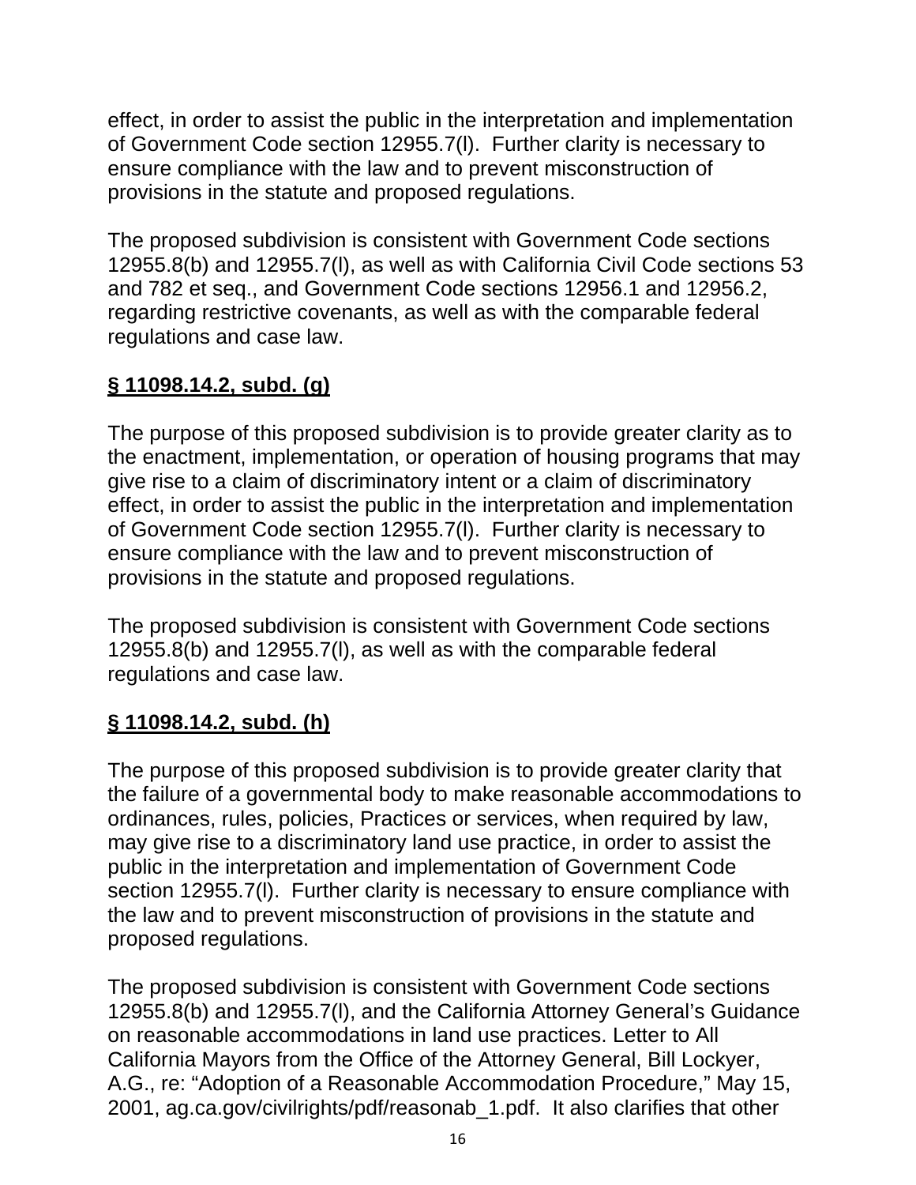effect, in order to assist the public in the interpretation and implementation of Government Code section 12955.7(l). Further clarity is necessary to ensure compliance with the law and to prevent misconstruction of provisions in the statute and proposed regulations.

The proposed subdivision is consistent with Government Code sections 12955.8(b) and 12955.7(l), as well as with California Civil Code sections 53 and 782 et seq., and Government Code sections 12956.1 and 12956.2, regarding restrictive covenants, as well as with the comparable federal regulations and case law.

**§ 11098.14.2, subd. (g)**

The purpose of this proposed subdivision is to provide greater clarity as to the enactment, implementation, or operation of housing programs that may give rise to a claim of discriminatory intent or a claim of discriminatory effect, in order to assist the public in the interpretation and implementation of Government Code section 12955.7(l). Further clarity is necessary to ensure compliance with the law and to prevent misconstruction of provisions in the statute and proposed regulations.

The proposed subdivision is consistent with Government Code sections 12955.8(b) and 12955.7(l), as well as with the comparable federal regulations and case law.

**§ 11098.14.2, subd. (h)**

The purpose of this proposed subdivision is to provide greater clarity that the failure of a governmental body to make reasonable accommodations to ordinances, rules, policies, Practices or services, when required by law, may give rise to a discriminatory land use practice, in order to assist the public in the interpretation and implementation of Government Code section 12955.7(l). Further clarity is necessary to ensure compliance with the law and to prevent misconstruction of provisions in the statute and proposed regulations.

The proposed subdivision is consistent with Government Code sections 12955.8(b) and 12955.7(l), and the California Attorney General's Guidance on reasonable accommodations in land use practices. Letter to All California Mayors from the Office of the Attorney General, Bill Lockyer, A.G., re: "Adoption of a Reasonable Accommodation Procedure," May 15, 2001, ag.ca.gov/civilrights/pdf/reasonab_1.pdf. It also clarifies that other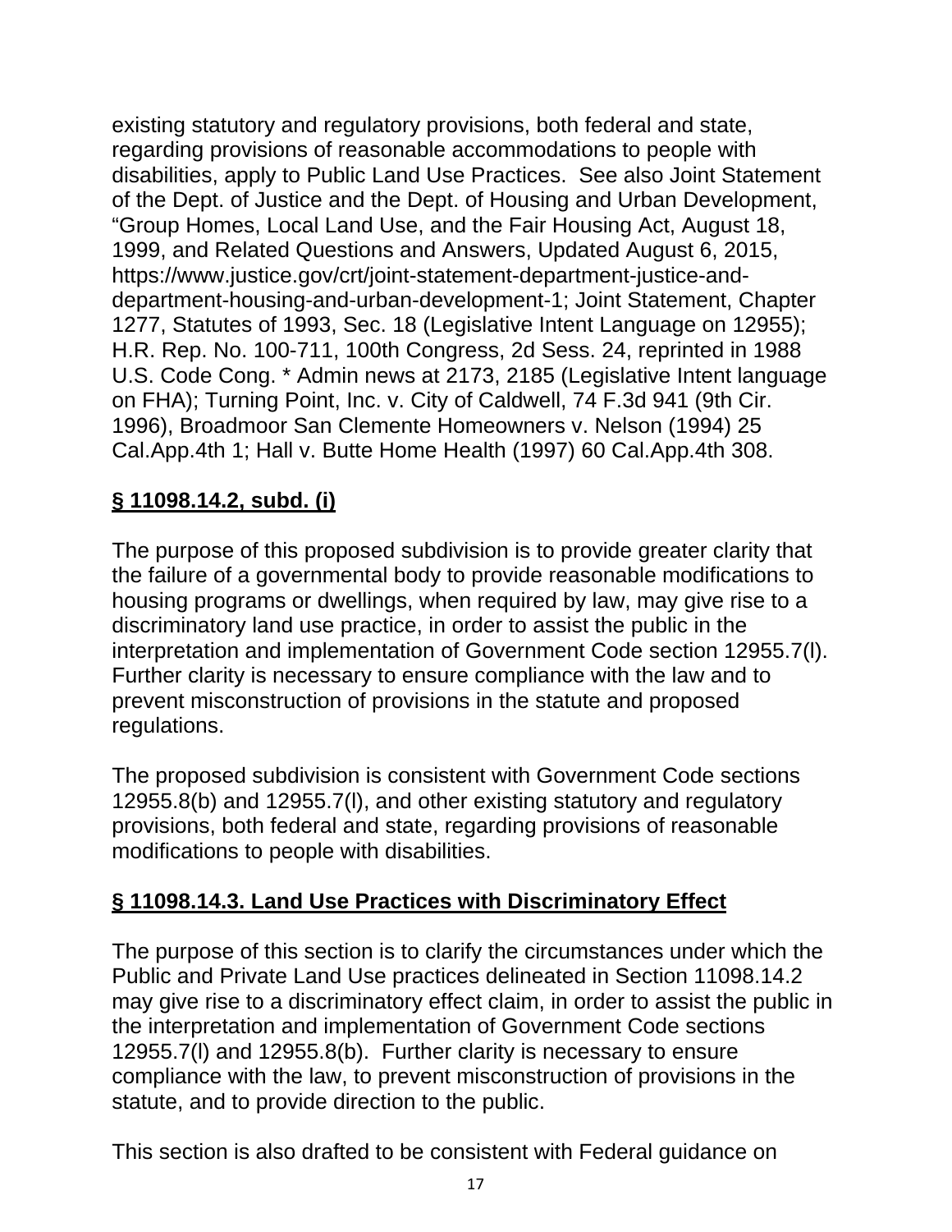existing statutory and regulatory provisions, both federal and state, regarding provisions of reasonable accommodations to people with disabilities, apply to Public Land Use Practices. See also Joint Statement of the Dept. of Justice and the Dept. of Housing and Urban Development, "Group Homes, Local Land Use, and the Fair Housing Act, August 18, 1999, and Related Questions and Answers, Updated August 6, 2015, https://www.justice.gov/crt/joint-statement-department-justice-and-department-housing-and-urban-development-1; Joint Statement, Chapter 1277, Statutes of 1993, Sec. 18 (Legislative Intent Language on 12955); H.R. Rep. No. 100-711, 100th Congress, 2d Sess. 24, reprinted in 1988 U.S. Code Cong. * Admin news at 2173, 2185 (Legislative Intent language on FHA); Turning Point, Inc. v. City of Caldwell, 74 F.3d 941 (9th Cir. 1996), Broadmoor San Clemente Homeowners v. Nelson (1994) 25 Cal.App.4th 1; Hall v. Butte Home Health (1997) 60 Cal.App.4th 308.

## **§ 11098.14.2, subd. (i)**

The purpose of this proposed subdivision is to provide greater clarity that the failure of a governmental body to provide reasonable modifications to housing programs or dwellings, when required by law, may give rise to a discriminatory land use practice, in order to assist the public in the interpretation and implementation of Government Code section 12955.7(l). Further clarity is necessary to ensure compliance with the law and to prevent misconstruction of provisions in the statute and proposed regulations.

The proposed subdivision is consistent with Government Code sections 12955.8(b) and 12955.7(l), and other existing statutory and regulatory provisions, both federal and state, regarding provisions of reasonable modifications to people with disabilities.

## **§ 11098.14.3. Land Use Practices with Discriminatory Effect**

The purpose of this section is to clarify the circumstances under which the Public and Private Land Use practices delineated in Section 11098.14.2 may give rise to a discriminatory effect claim, in order to assist the public in the interpretation and implementation of Government Code sections 12955.7(l) and 12955.8(b). Further clarity is necessary to ensure compliance with the law, to prevent misconstruction of provisions in the statute, and to provide direction to the public.

This section is also drafted to be consistent with Federal guidance on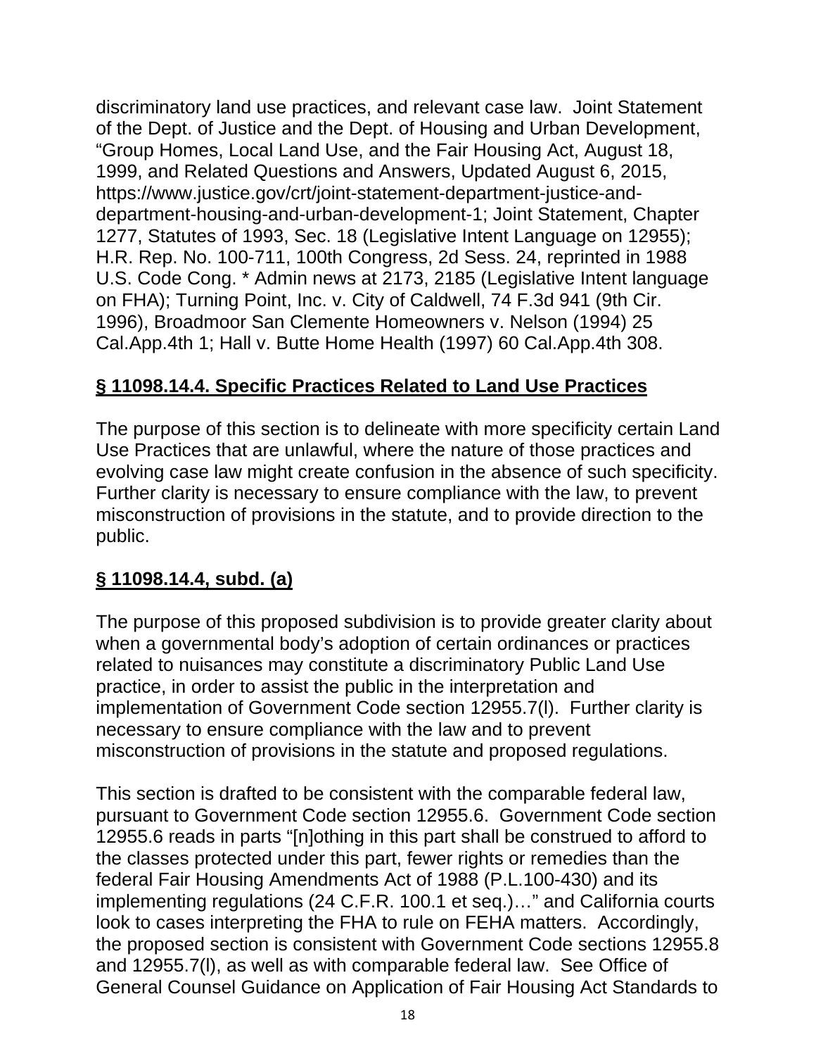discriminatory land use practices, and relevant case law. Joint Statement of the Dept. of Justice and the Dept. of Housing and Urban Development, "Group Homes, Local Land Use, and the Fair Housing Act, August 18, 1999, and Related Questions and Answers, Updated August 6, 2015, https://www.justice.gov/crt/joint-statement-department-justice-and-department-housing-and-urban-development-1; Joint Statement, Chapter 1277, Statutes of 1993, Sec. 18 (Legislative Intent Language on 12955); H.R. Rep. No. 100-711, 100th Congress, 2d Sess. 24, reprinted in 1988 U.S. Code Cong. * Admin news at 2173, 2185 (Legislative Intent language on FHA); Turning Point, Inc. v. City of Caldwell, 74 F.3d 941 (9th Cir. 1996), Broadmoor San Clemente Homeowners v. Nelson (1994) 25 Cal.App.4th 1; Hall v. Butte Home Health (1997) 60 Cal.App.4th 308.

## **§ 11098.14.4. Specific Practices Related to Land Use Practices**

The purpose of this section is to delineate with more specificity certain Land Use Practices that are unlawful, where the nature of those practices and evolving case law might create confusion in the absence of such specificity. Further clarity is necessary to ensure compliance with the law, to prevent misconstruction of provisions in the statute, and to provide direction to the public.

## **§ 11098.14.4, subd. (a)**

The purpose of this proposed subdivision is to provide greater clarity about when a governmental body's adoption of certain ordinances or practices related to nuisances may constitute a discriminatory Public Land Use practice, in order to assist the public in the interpretation and implementation of Government Code section 12955.7(l). Further clarity is necessary to ensure compliance with the law and to prevent misconstruction of provisions in the statute and proposed regulations.

This section is drafted to be consistent with the comparable federal law, pursuant to Government Code section 12955.6. Government Code section 12955.6 reads in parts "[n]othing in this part shall be construed to afford to the classes protected under this part, fewer rights or remedies than the federal Fair Housing Amendments Act of 1988 (P.L.100-430) and its implementing regulations (24 C.F.R. 100.1 et seq.)…" and California courts look to cases interpreting the FHA to rule on FEHA matters. Accordingly, the proposed section is consistent with Government Code sections 12955.8 and 12955.7(l), as well as with comparable federal law. See Office of General Counsel Guidance on Application of Fair Housing Act Standards to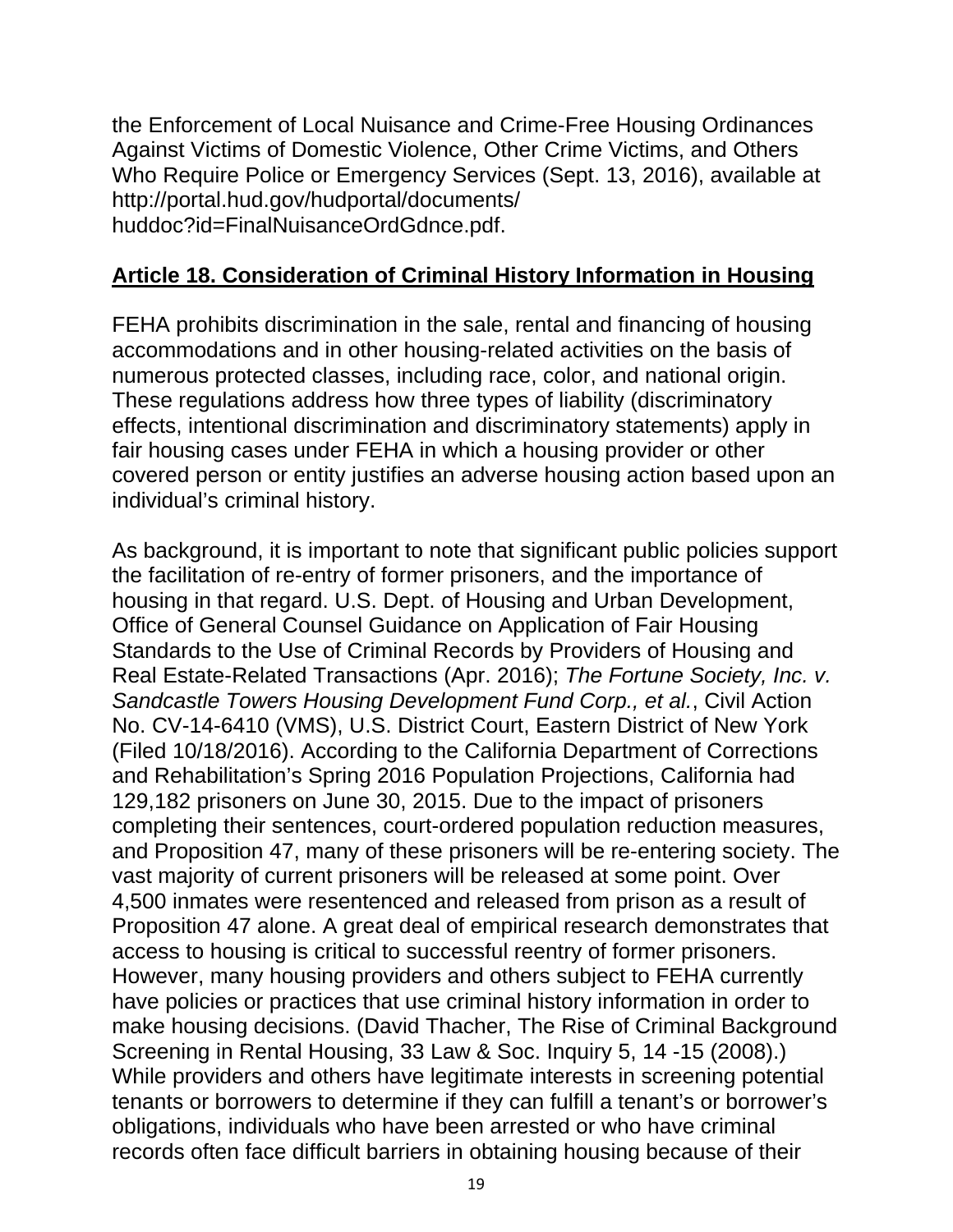the Enforcement of Local Nuisance and Crime-Free Housing Ordinances Against Victims of Domestic Violence, Other Crime Victims, and Others Who Require Police or Emergency Services (Sept. 13, 2016), available at http://portal.hud.gov/hudportal/documents/huddoc?id=FinalNuisanceOrdGdnce.pdf.

## Article 18. Consideration of Criminal History Information in Housing

FEHA prohibits discrimination in the sale, rental and financing of housing accommodations and in other housing-related activities on the basis of numerous protected classes, including race, color, and national origin. These regulations address how three types of liability (discriminatory effects, intentional discrimination and discriminatory statements) apply in fair housing cases under FEHA in which a housing provider or other covered person or entity justifies an adverse housing action based upon an individual's criminal history.

As background, it is important to note that significant public policies support the facilitation of re-entry of former prisoners, and the importance of housing in that regard. U.S. Dept. of Housing and Urban Development, Office of General Counsel Guidance on Application of Fair Housing Standards to the Use of Criminal Records by Providers of Housing and Real Estate-Related Transactions (Apr. 2016); *The Fortune Society, Inc. v. Sandcastle Towers Housing Development Fund Corp., et al.*, Civil Action No. CV-14-6410 (VMS), U.S. District Court, Eastern District of New York (Filed 10/18/2016). According to the California Department of Corrections and Rehabilitation's Spring 2016 Population Projections, California had 129,182 prisoners on June 30, 2015. Due to the impact of prisoners completing their sentences, court-ordered population reduction measures, and Proposition 47, many of these prisoners will be re-entering society. The vast majority of current prisoners will be released at some point. Over 4,500 inmates were resentenced and released from prison as a result of Proposition 47 alone. A great deal of empirical research demonstrates that access to housing is critical to successful reentry of former prisoners. However, many housing providers and others subject to FEHA currently have policies or practices that use criminal history information in order to make housing decisions. (David Thacher, The Rise of Criminal Background Screening in Rental Housing, 33 Law & Soc. Inquiry 5, 14 -15 (2008).) While providers and others have legitimate interests in screening potential tenants or borrowers to determine if they can fulfill a tenant's or borrower's obligations, individuals who have been arrested or who have criminal records often face difficult barriers in obtaining housing because of their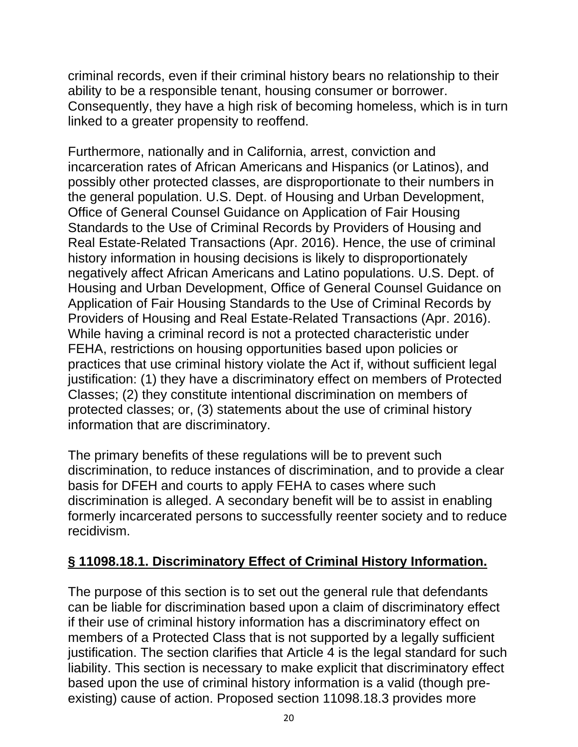criminal records, even if their criminal history bears no relationship to their ability to be a responsible tenant, housing consumer or borrower. Consequently, they have a high risk of becoming homeless, which is in turn linked to a greater propensity to reoffend.

Furthermore, nationally and in California, arrest, conviction and incarceration rates of African Americans and Hispanics (or Latinos), and possibly other protected classes, are disproportionate to their numbers in the general population. U.S. Dept. of Housing and Urban Development, Office of General Counsel Guidance on Application of Fair Housing Standards to the Use of Criminal Records by Providers of Housing and Real Estate-Related Transactions (Apr. 2016). Hence, the use of criminal history information in housing decisions is likely to disproportionately negatively affect African Americans and Latino populations. U.S. Dept. of Housing and Urban Development, Office of General Counsel Guidance on Application of Fair Housing Standards to the Use of Criminal Records by Providers of Housing and Real Estate-Related Transactions (Apr. 2016). While having a criminal record is not a protected characteristic under FEHA, restrictions on housing opportunities based upon policies or practices that use criminal history violate the Act if, without sufficient legal justification: (1) they have a discriminatory effect on members of Protected Classes; (2) they constitute intentional discrimination on members of protected classes; or, (3) statements about the use of criminal history information that are discriminatory.

The primary benefits of these regulations will be to prevent such discrimination, to reduce instances of discrimination, and to provide a clear basis for DFEH and courts to apply FEHA to cases where such discrimination is alleged. A secondary benefit will be to assist in enabling formerly incarcerated persons to successfully reenter society and to reduce recidivism.

## § 11098.18.1. Discriminatory Effect of Criminal History Information.

The purpose of this section is to set out the general rule that defendants can be liable for discrimination based upon a claim of discriminatory effect if their use of criminal history information has a discriminatory effect on members of a Protected Class that is not supported by a legally sufficient justification. The section clarifies that Article 4 is the legal standard for such liability. This section is necessary to make explicit that discriminatory effect based upon the use of criminal history information is a valid (though pre-existing) cause of action. Proposed section 11098.18.3 provides more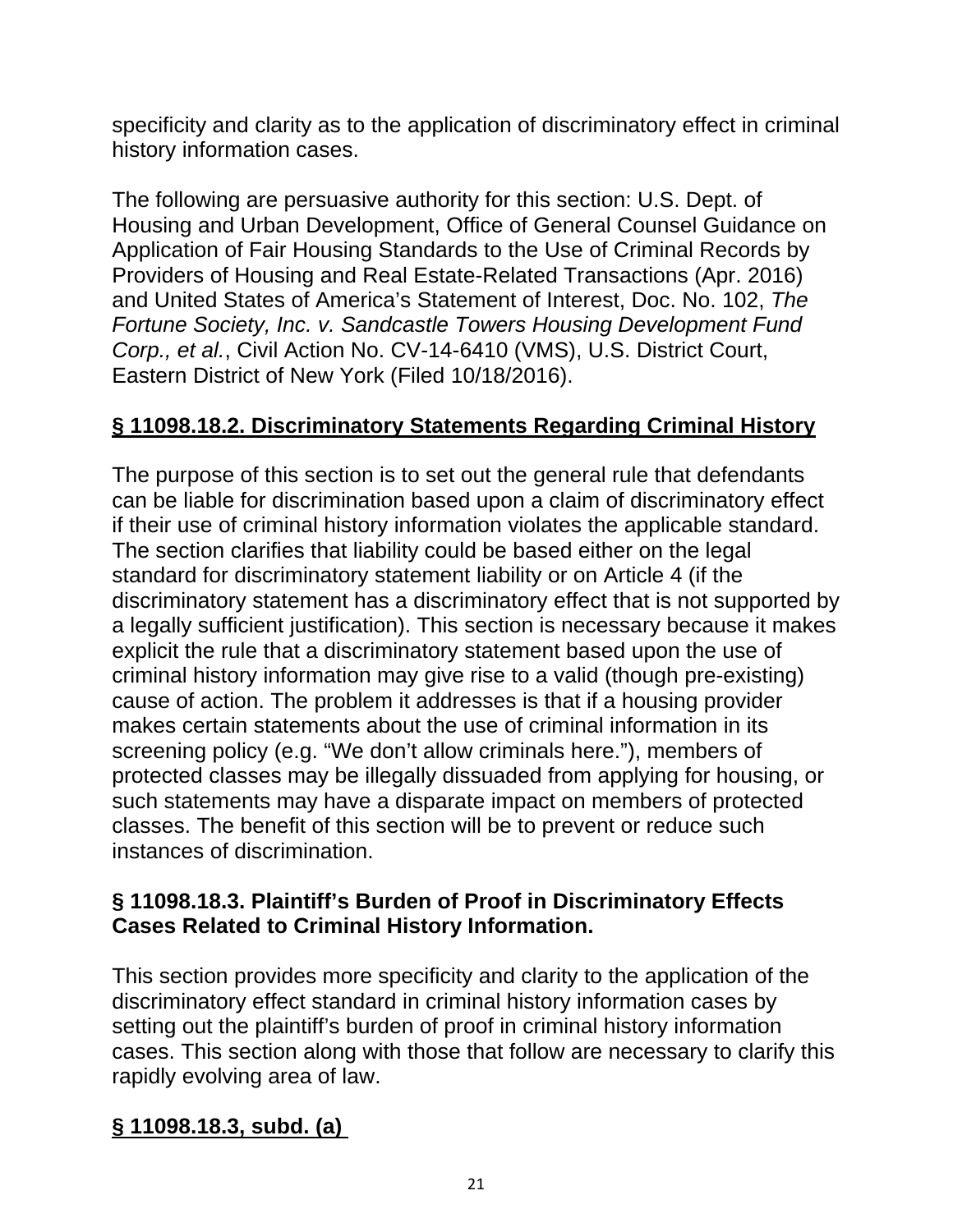specificity and clarity as to the application of discriminatory effect in criminal history information cases.

The following are persuasive authority for this section: U.S. Dept. of Housing and Urban Development, Office of General Counsel Guidance on Application of Fair Housing Standards to the Use of Criminal Records by Providers of Housing and Real Estate-Related Transactions (Apr. 2016) and United States of America's Statement of Interest, Doc. No. 102, *The Fortune Society, Inc. v. Sandcastle Towers Housing Development Fund Corp., et al.*, Civil Action No. CV-14-6410 (VMS), U.S. District Court, Eastern District of New York (Filed 10/18/2016).

## **<u>§ 11098.18.2. Discriminatory Statements Regarding Criminal History</u>**

The purpose of this section is to set out the general rule that defendants can be liable for discrimination based upon a claim of discriminatory effect if their use of criminal history information violates the applicable standard. The section clarifies that liability could be based either on the legal standard for discriminatory statement liability or on Article 4 (if the discriminatory statement has a discriminatory effect that is not supported by a legally sufficient justification). This section is necessary because it makes explicit the rule that a discriminatory statement based upon the use of criminal history information may give rise to a valid (though pre-existing) cause of action. The problem it addresses is that if a housing provider makes certain statements about the use of criminal information in its screening policy (e.g. "We don't allow criminals here."), members of protected classes may be illegally dissuaded from applying for housing, or such statements may have a disparate impact on members of protected classes. The benefit of this section will be to prevent or reduce such instances of discrimination.

## **§ 11098.18.3. Plaintiff's Burden of Proof in Discriminatory Effects Cases Related to Criminal History Information.**

This section provides more specificity and clarity to the application of the discriminatory effect standard in criminal history information cases by setting out the plaintiff's burden of proof in criminal history information cases. This section along with those that follow are necessary to clarify this rapidly evolving area of law.

## **<u>§ 11098.18.3, subd. (a)</u>**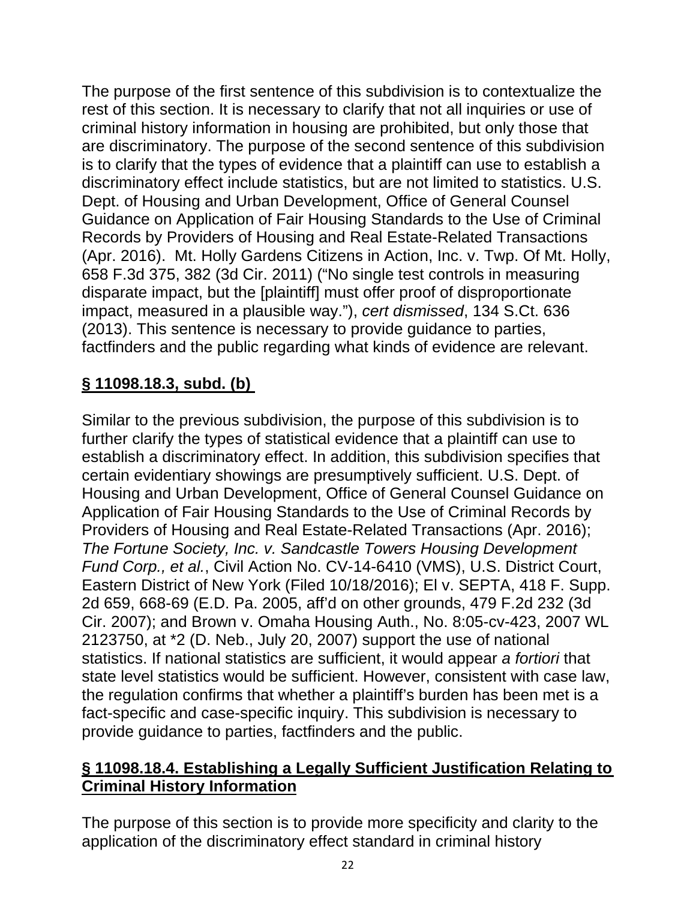The purpose of the first sentence of this subdivision is to contextualize the rest of this section. It is necessary to clarify that not all inquiries or use of criminal history information in housing are prohibited, but only those that are discriminatory. The purpose of the second sentence of this subdivision is to clarify that the types of evidence that a plaintiff can use to establish a discriminatory effect include statistics, but are not limited to statistics. U.S. Dept. of Housing and Urban Development, Office of General Counsel Guidance on Application of Fair Housing Standards to the Use of Criminal Records by Providers of Housing and Real Estate-Related Transactions (Apr. 2016). Mt. Holly Gardens Citizens in Action, Inc. v. Twp. Of Mt. Holly, 658 F.3d 375, 382 (3d Cir. 2011) ("No single test controls in measuring disparate impact, but the [plaintiff] must offer proof of disproportionate impact, measured in a plausible way."), *cert dismissed*, 134 S.Ct. 636 (2013). This sentence is necessary to provide guidance to parties, factfinders and the public regarding what kinds of evidence are relevant.

## **§ 11098.18.3, subd. (b)**

Similar to the previous subdivision, the purpose of this subdivision is to further clarify the types of statistical evidence that a plaintiff can use to establish a discriminatory effect. In addition, this subdivision specifies that certain evidentiary showings are presumptively sufficient. U.S. Dept. of Housing and Urban Development, Office of General Counsel Guidance on Application of Fair Housing Standards to the Use of Criminal Records by Providers of Housing and Real Estate-Related Transactions (Apr. 2016); *The Fortune Society, Inc. v. Sandcastle Towers Housing Development Fund Corp., et al.*, Civil Action No. CV-14-6410 (VMS), U.S. District Court, Eastern District of New York (Filed 10/18/2016); El v. SEPTA, 418 F. Supp. 2d 659, 668-69 (E.D. Pa. 2005, aff'd on other grounds, 479 F.2d 232 (3d Cir. 2007); and Brown v. Omaha Housing Auth., No. 8:05-cv-423, 2007 WL 2123750, at *2 (D. Neb., July 20, 2007) support the use of national statistics. If national statistics are sufficient, it would appear *a fortiori* that state level statistics would be sufficient. However, consistent with case law, the regulation confirms that whether a plaintiff's burden has been met is a fact-specific and case-specific inquiry. This subdivision is necessary to provide guidance to parties, factfinders and the public.

## **§ 11098.18.4. Establishing a Legally Sufficient Justification Relating to Criminal History Information**

The purpose of this section is to provide more specificity and clarity to the application of the discriminatory effect standard in criminal history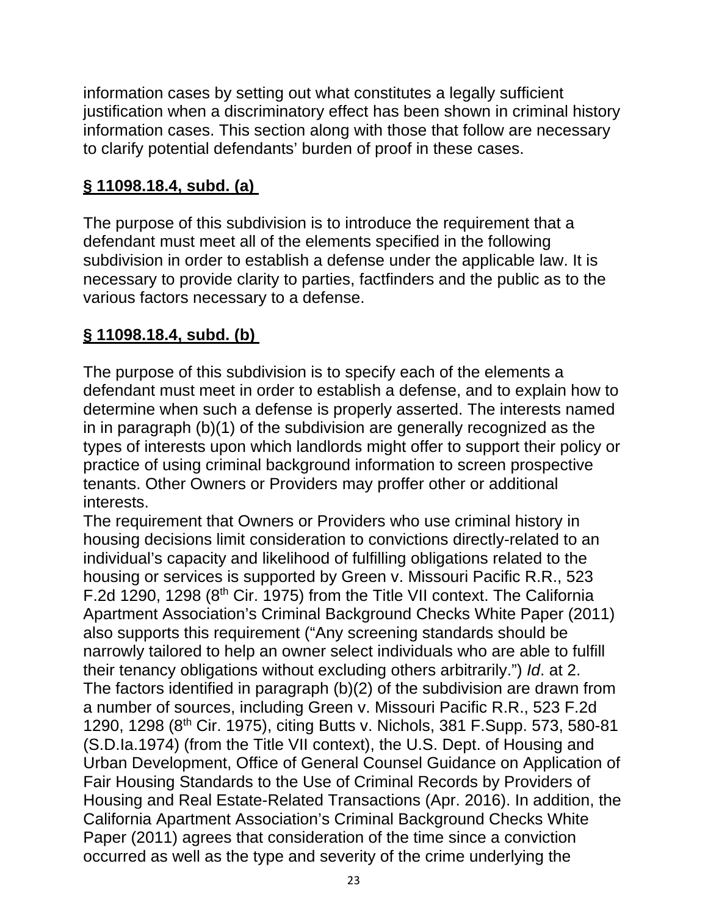information cases by setting out what constitutes a legally sufficient justification when a discriminatory effect has been shown in criminal history information cases. This section along with those that follow are necessary to clarify potential defendants' burden of proof in these cases.

**§ 11098.18.4, subd. (a)**

The purpose of this subdivision is to introduce the requirement that a defendant must meet all of the elements specified in the following subdivision in order to establish a defense under the applicable law. It is necessary to provide clarity to parties, factfinders and the public as to the various factors necessary to a defense.

**§ 11098.18.4, subd. (b)**

The purpose of this subdivision is to specify each of the elements a defendant must meet in order to establish a defense, and to explain how to determine when such a defense is properly asserted. The interests named in in paragraph (b)(1) of the subdivision are generally recognized as the types of interests upon which landlords might offer to support their policy or practice of using criminal background information to screen prospective tenants. Other Owners or Providers may proffer other or additional interests.

The requirement that Owners or Providers who use criminal history in housing decisions limit consideration to convictions directly-related to an individual's capacity and likelihood of fulfilling obligations related to the housing or services is supported by Green v. Missouri Pacific R.R., 523 F.2d 1290, 1298 (8th Cir. 1975) from the Title VII context. The California Apartment Association's Criminal Background Checks White Paper (2011) also supports this requirement ("Any screening standards should be narrowly tailored to help an owner select individuals who are able to fulfill their tenancy obligations without excluding others arbitrarily.") *Id*. at 2.

The factors identified in paragraph (b)(2) of the subdivision are drawn from a number of sources, including Green v. Missouri Pacific R.R., 523 F.2d 1290, 1298 (8th Cir. 1975), citing Butts v. Nichols, 381 F.Supp. 573, 580-81 (S.D.Ia.1974) (from the Title VII context), the U.S. Dept. of Housing and Urban Development, Office of General Counsel Guidance on Application of Fair Housing Standards to the Use of Criminal Records by Providers of Housing and Real Estate-Related Transactions (Apr. 2016). In addition, the California Apartment Association's Criminal Background Checks White Paper (2011) agrees that consideration of the time since a conviction occurred as well as the type and severity of the crime underlying the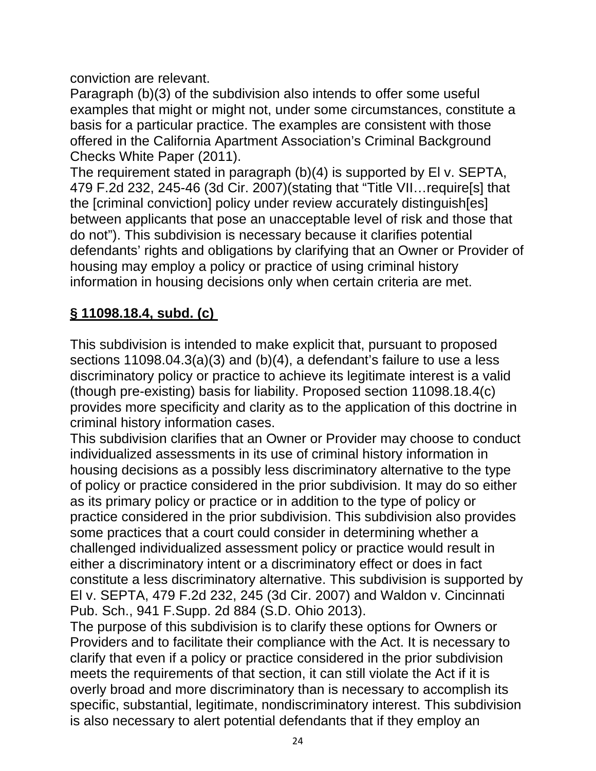conviction are relevant.

Paragraph (b)(3) of the subdivision also intends to offer some useful examples that might or might not, under some circumstances, constitute a basis for a particular practice. The examples are consistent with those offered in the California Apartment Association's Criminal Background Checks White Paper (2011).

The requirement stated in paragraph (b)(4) is supported by El v. SEPTA, 479 F.2d 232, 245-46 (3d Cir. 2007)(stating that "Title VII…require[s] that the [criminal conviction] policy under review accurately distinguish[es] between applicants that pose an unacceptable level of risk and those that do not"). This subdivision is necessary because it clarifies potential defendants' rights and obligations by clarifying that an Owner or Provider of housing may employ a policy or practice of using criminal history information in housing decisions only when certain criteria are met.

**§ 11098.18.4, subd. (c)**

This subdivision is intended to make explicit that, pursuant to proposed sections 11098.04.3(a)(3) and (b)(4), a defendant's failure to use a less discriminatory policy or practice to achieve its legitimate interest is a valid (though pre-existing) basis for liability. Proposed section 11098.18.4(c) provides more specificity and clarity as to the application of this doctrine in criminal history information cases.

This subdivision clarifies that an Owner or Provider may choose to conduct individualized assessments in its use of criminal history information in housing decisions as a possibly less discriminatory alternative to the type of policy or practice considered in the prior subdivision. It may do so either as its primary policy or practice or in addition to the type of policy or practice considered in the prior subdivision. This subdivision also provides some practices that a court could consider in determining whether a challenged individualized assessment policy or practice would result in either a discriminatory intent or a discriminatory effect or does in fact constitute a less discriminatory alternative. This subdivision is supported by El v. SEPTA, 479 F.2d 232, 245 (3d Cir. 2007) and Waldon v. Cincinnati Pub. Sch., 941 F.Supp. 2d 884 (S.D. Ohio 2013).

The purpose of this subdivision is to clarify these options for Owners or Providers and to facilitate their compliance with the Act. It is necessary to clarify that even if a policy or practice considered in the prior subdivision meets the requirements of that section, it can still violate the Act if it is overly broad and more discriminatory than is necessary to accomplish its specific, substantial, legitimate, nondiscriminatory interest. This subdivision is also necessary to alert potential defendants that if they employ an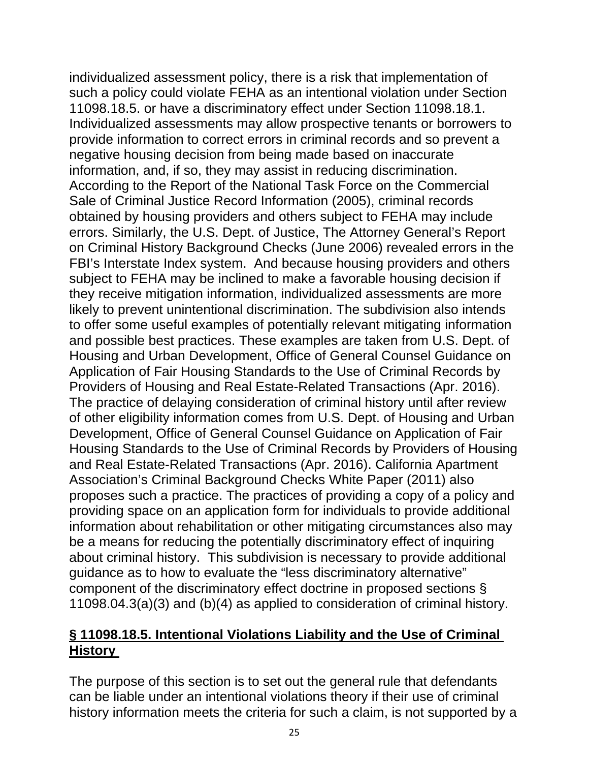individualized assessment policy, there is a risk that implementation of such a policy could violate FEHA as an intentional violation under Section 11098.18.5. or have a discriminatory effect under Section 11098.18.1. Individualized assessments may allow prospective tenants or borrowers to provide information to correct errors in criminal records and so prevent a negative housing decision from being made based on inaccurate information, and, if so, they may assist in reducing discrimination. According to the Report of the National Task Force on the Commercial Sale of Criminal Justice Record Information (2005), criminal records obtained by housing providers and others subject to FEHA may include errors. Similarly, the U.S. Dept. of Justice, The Attorney General's Report on Criminal History Background Checks (June 2006) revealed errors in the FBI's Interstate Index system. And because housing providers and others subject to FEHA may be inclined to make a favorable housing decision if they receive mitigation information, individualized assessments are more likely to prevent unintentional discrimination. The subdivision also intends to offer some useful examples of potentially relevant mitigating information and possible best practices. These examples are taken from U.S. Dept. of Housing and Urban Development, Office of General Counsel Guidance on Application of Fair Housing Standards to the Use of Criminal Records by Providers of Housing and Real Estate-Related Transactions (Apr. 2016). The practice of delaying consideration of criminal history until after review of other eligibility information comes from U.S. Dept. of Housing and Urban Development, Office of General Counsel Guidance on Application of Fair Housing Standards to the Use of Criminal Records by Providers of Housing and Real Estate-Related Transactions (Apr. 2016). California Apartment Association's Criminal Background Checks White Paper (2011) also proposes such a practice. The practices of providing a copy of a policy and providing space on an application form for individuals to provide additional information about rehabilitation or other mitigating circumstances also may be a means for reducing the potentially discriminatory effect of inquiring about criminal history. This subdivision is necessary to provide additional guidance as to how to evaluate the "less discriminatory alternative" component of the discriminatory effect doctrine in proposed sections § 11098.04.3(a)(3) and (b)(4) as applied to consideration of criminal history.

## § 11098.18.5. Intentional Violations Liability and the Use of Criminal History

The purpose of this section is to set out the general rule that defendants can be liable under an intentional violations theory if their use of criminal history information meets the criteria for such a claim, is not supported by a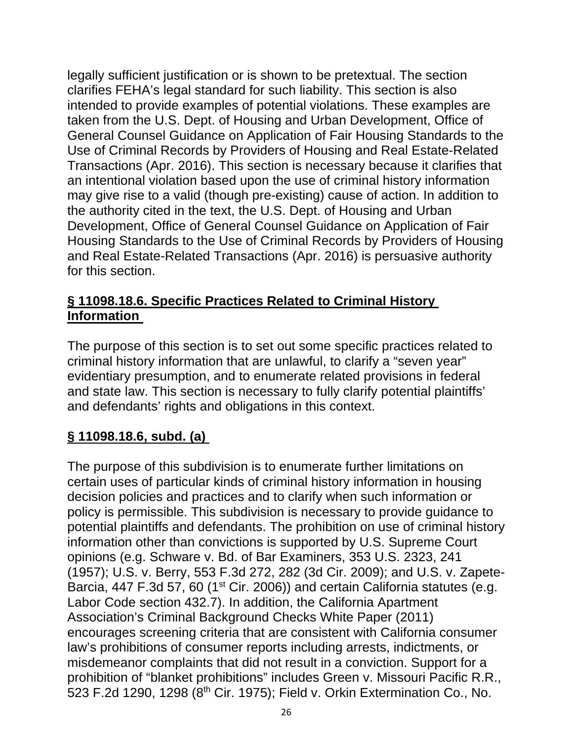legally sufficient justification or is shown to be pretextual. The section clarifies FEHA's legal standard for such liability. This section is also intended to provide examples of potential violations. These examples are taken from the U.S. Dept. of Housing and Urban Development, Office of General Counsel Guidance on Application of Fair Housing Standards to the Use of Criminal Records by Providers of Housing and Real Estate-Related Transactions (Apr. 2016). This section is necessary because it clarifies that an intentional violation based upon the use of criminal history information may give rise to a valid (though pre-existing) cause of action. In addition to the authority cited in the text, the U.S. Dept. of Housing and Urban Development, Office of General Counsel Guidance on Application of Fair Housing Standards to the Use of Criminal Records by Providers of Housing and Real Estate-Related Transactions (Apr. 2016) is persuasive authority for this section.

## § 11098.18.6. Specific Practices Related to Criminal History Information

The purpose of this section is to set out some specific practices related to criminal history information that are unlawful, to clarify a "seven year" evidentiary presumption, and to enumerate related provisions in federal and state law. This section is necessary to fully clarify potential plaintiffs' and defendants' rights and obligations in this context.

## § 11098.18.6, subd. (a)

The purpose of this subdivision is to enumerate further limitations on certain uses of particular kinds of criminal history information in housing decision policies and practices and to clarify when such information or policy is permissible. This subdivision is necessary to provide guidance to potential plaintiffs and defendants. The prohibition on use of criminal history information other than convictions is supported by U.S. Supreme Court opinions (e.g. Schware v. Bd. of Bar Examiners, 353 U.S. 2323, 241 (1957); U.S. v. Berry, 553 F.3d 272, 282 (3d Cir. 2009); and U.S. v. Zapete-Barcia, 447 F.3d 57, 60 (1st Cir. 2006)) and certain California statutes (e.g. Labor Code section 432.7). In addition, the California Apartment Association's Criminal Background Checks White Paper (2011) encourages screening criteria that are consistent with California consumer law's prohibitions of consumer reports including arrests, indictments, or misdemeanor complaints that did not result in a conviction. Support for a prohibition of "blanket prohibitions" includes Green v. Missouri Pacific R.R., 523 F.2d 1290, 1298 (8th Cir. 1975); Field v. Orkin Extermination Co., No.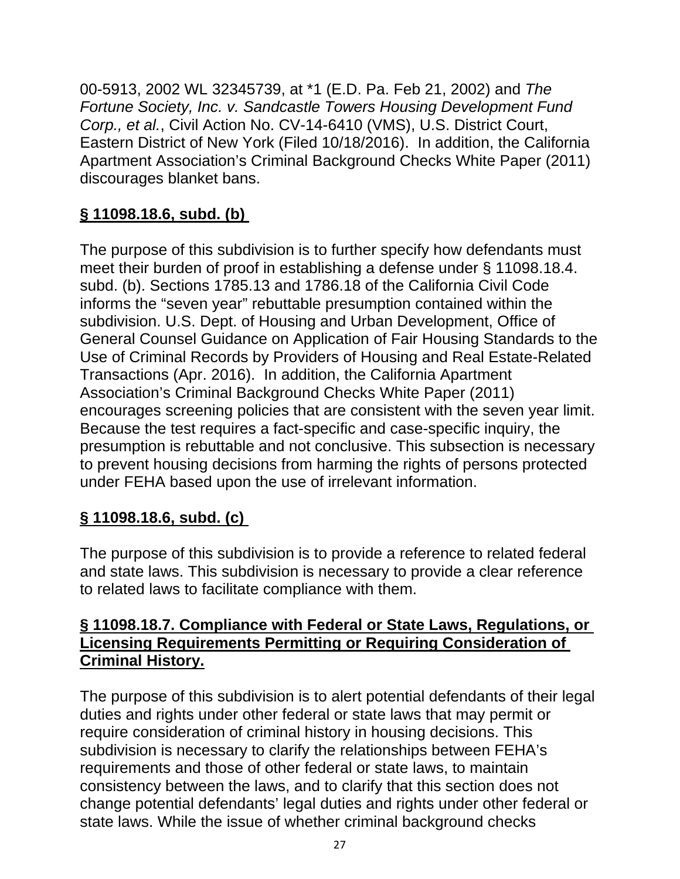00-5913, 2002 WL 32345739, at *1 (E.D. Pa. Feb 21, 2002) and *The Fortune Society, Inc. v. Sandcastle Towers Housing Development Fund Corp., et al.*, Civil Action No. CV-14-6410 (VMS), U.S. District Court, Eastern District of New York (Filed 10/18/2016). In addition, the California Apartment Association's Criminal Background Checks White Paper (2011) discourages blanket bans.

**§ 11098.18.6, subd. (b)**

The purpose of this subdivision is to further specify how defendants must meet their burden of proof in establishing a defense under § 11098.18.4. subd. (b). Sections 1785.13 and 1786.18 of the California Civil Code informs the "seven year" rebuttable presumption contained within the subdivision. U.S. Dept. of Housing and Urban Development, Office of General Counsel Guidance on Application of Fair Housing Standards to the Use of Criminal Records by Providers of Housing and Real Estate-Related Transactions (Apr. 2016). In addition, the California Apartment Association's Criminal Background Checks White Paper (2011) encourages screening policies that are consistent with the seven year limit. Because the test requires a fact-specific and case-specific inquiry, the presumption is rebuttable and not conclusive. This subsection is necessary to prevent housing decisions from harming the rights of persons protected under FEHA based upon the use of irrelevant information.

**§ 11098.18.6, subd. (c)**

The purpose of this subdivision is to provide a reference to related federal and state laws. This subdivision is necessary to provide a clear reference to related laws to facilitate compliance with them.

**§ 11098.18.7. Compliance with Federal or State Laws, Regulations, or Licensing Requirements Permitting or Requiring Consideration of Criminal History.**

The purpose of this subdivision is to alert potential defendants of their legal duties and rights under other federal or state laws that may permit or require consideration of criminal history in housing decisions. This subdivision is necessary to clarify the relationships between FEHA's requirements and those of other federal or state laws, to maintain consistency between the laws, and to clarify that this section does not change potential defendants' legal duties and rights under other federal or state laws. While the issue of whether criminal background checks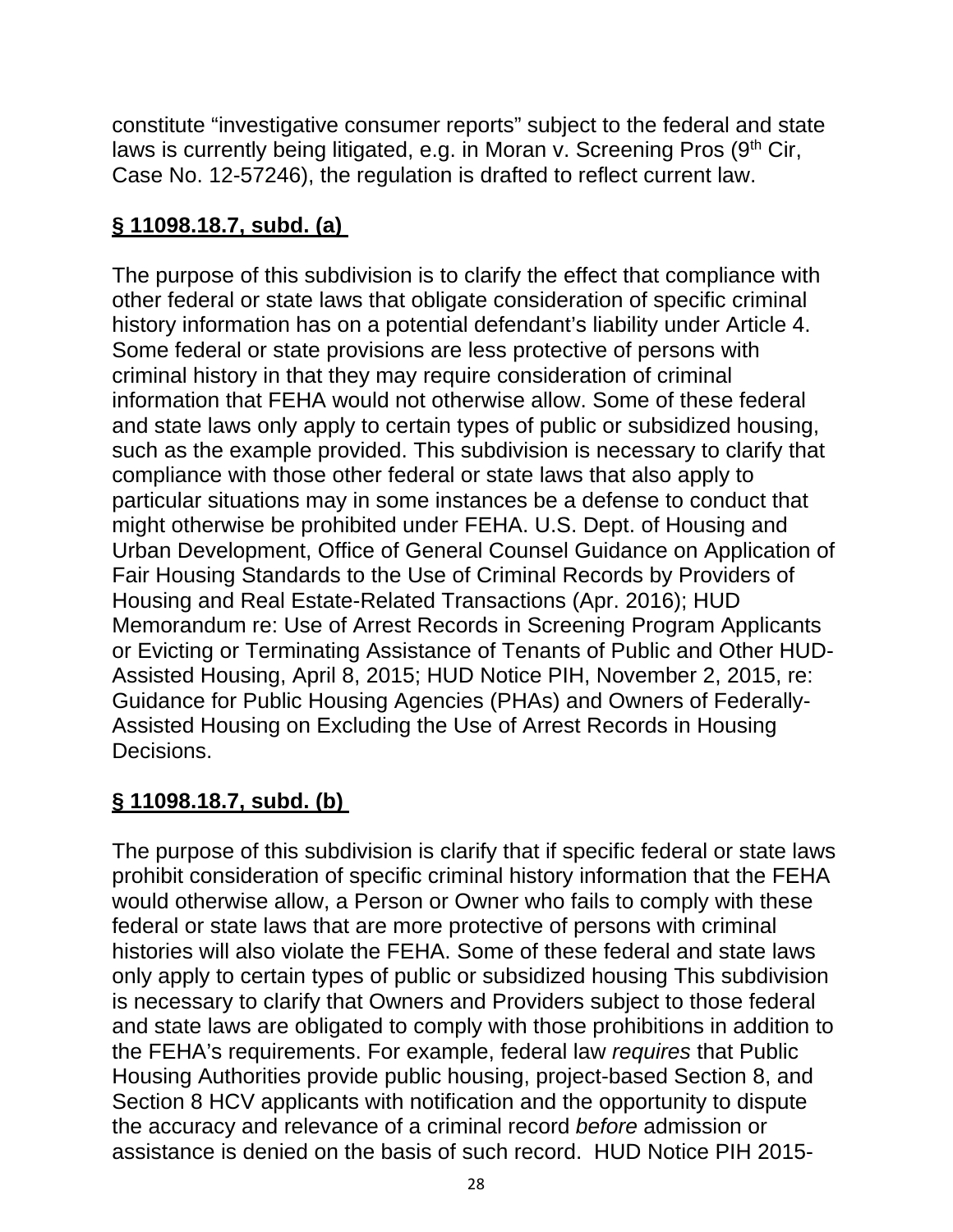constitute "investigative consumer reports" subject to the federal and state laws is currently being litigated, e.g. in Moran v. Screening Pros (9th Cir, Case No. 12-57246), the regulation is drafted to reflect current law.

**§ 11098.18.7, subd. (a)**

The purpose of this subdivision is to clarify the effect that compliance with other federal or state laws that obligate consideration of specific criminal history information has on a potential defendant's liability under Article 4. Some federal or state provisions are less protective of persons with criminal history in that they may require consideration of criminal information that FEHA would not otherwise allow. Some of these federal and state laws only apply to certain types of public or subsidized housing, such as the example provided. This subdivision is necessary to clarify that compliance with those other federal or state laws that also apply to particular situations may in some instances be a defense to conduct that might otherwise be prohibited under FEHA. U.S. Dept. of Housing and Urban Development, Office of General Counsel Guidance on Application of Fair Housing Standards to the Use of Criminal Records by Providers of Housing and Real Estate-Related Transactions (Apr. 2016); HUD Memorandum re: Use of Arrest Records in Screening Program Applicants or Evicting or Terminating Assistance of Tenants of Public and Other HUD-Assisted Housing, April 8, 2015; HUD Notice PIH, November 2, 2015, re: Guidance for Public Housing Agencies (PHAs) and Owners of Federally-Assisted Housing on Excluding the Use of Arrest Records in Housing Decisions.

**§ 11098.18.7, subd. (b)**

The purpose of this subdivision is clarify that if specific federal or state laws prohibit consideration of specific criminal history information that the FEHA would otherwise allow, a Person or Owner who fails to comply with these federal or state laws that are more protective of persons with criminal histories will also violate the FEHA. Some of these federal and state laws only apply to certain types of public or subsidized housing This subdivision is necessary to clarify that Owners and Providers subject to those federal and state laws are obligated to comply with those prohibitions in addition to the FEHA's requirements. For example, federal law *requires* that Public Housing Authorities provide public housing, project-based Section 8, and Section 8 HCV applicants with notification and the opportunity to dispute the accuracy and relevance of a criminal record *before* admission or assistance is denied on the basis of such record. HUD Notice PIH 2015-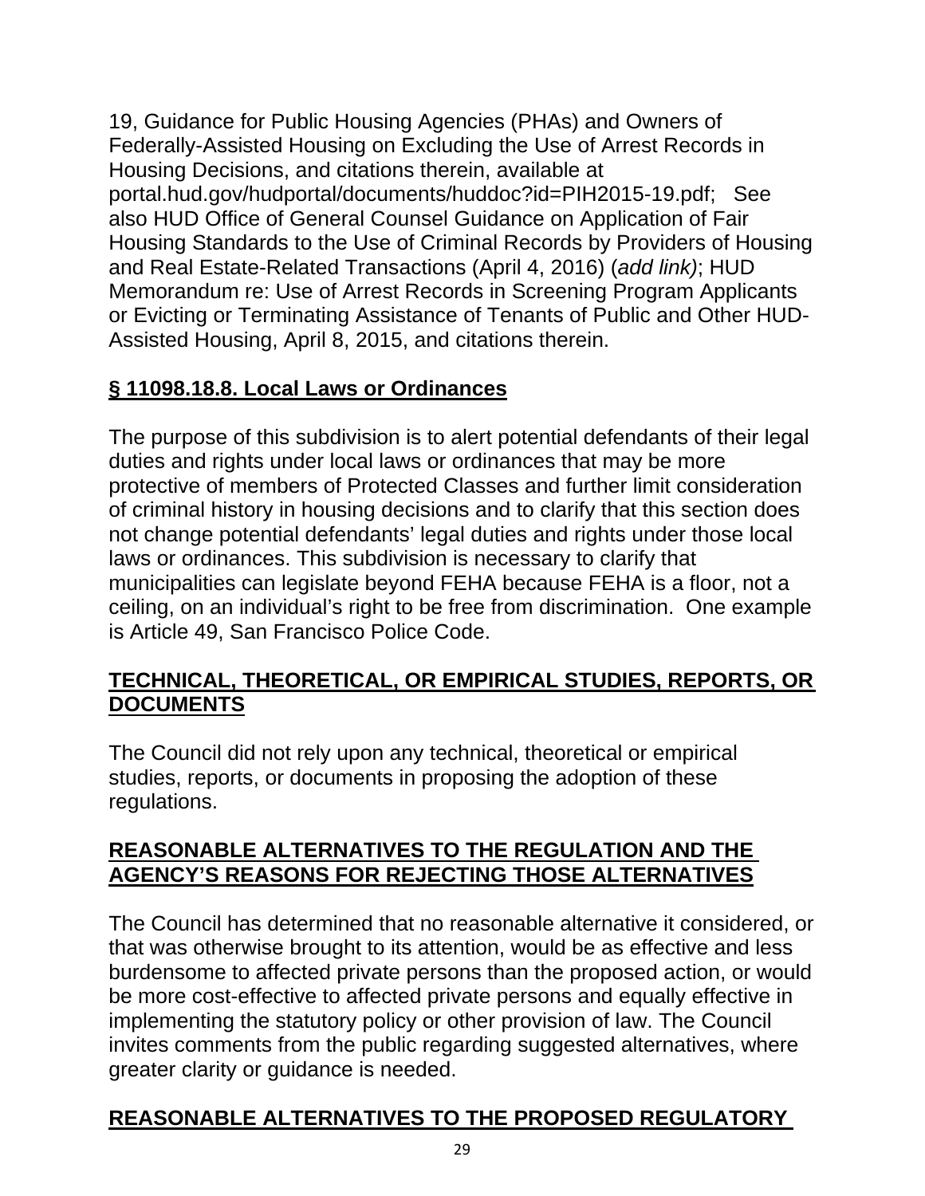19, Guidance for Public Housing Agencies (PHAs) and Owners of Federally-Assisted Housing on Excluding the Use of Arrest Records in Housing Decisions, and citations therein, available at portal.hud.gov/hudportal/documents/huddoc?id=PIH2015-19.pdf; See also HUD Office of General Counsel Guidance on Application of Fair Housing Standards to the Use of Criminal Records by Providers of Housing and Real Estate-Related Transactions (April 4, 2016) (*add link)*; HUD Memorandum re: Use of Arrest Records in Screening Program Applicants or Evicting or Terminating Assistance of Tenants of Public and Other HUD-Assisted Housing, April 8, 2015, and citations therein.

**§ 11098.18.8. Local Laws or Ordinances**

The purpose of this subdivision is to alert potential defendants of their legal duties and rights under local laws or ordinances that may be more protective of members of Protected Classes and further limit consideration of criminal history in housing decisions and to clarify that this section does not change potential defendants' legal duties and rights under those local laws or ordinances. This subdivision is necessary to clarify that municipalities can legislate beyond FEHA because FEHA is a floor, not a ceiling, on an individual's right to be free from discrimination. One example is Article 49, San Francisco Police Code.

**TECHNICAL, THEORETICAL, OR EMPIRICAL STUDIES, REPORTS, OR DOCUMENTS**

The Council did not rely upon any technical, theoretical or empirical studies, reports, or documents in proposing the adoption of these regulations.

**REASONABLE ALTERNATIVES TO THE REGULATION AND THE AGENCY'S REASONS FOR REJECTING THOSE ALTERNATIVES**

The Council has determined that no reasonable alternative it considered, or that was otherwise brought to its attention, would be as effective and less burdensome to affected private persons than the proposed action, or would be more cost-effective to affected private persons and equally effective in implementing the statutory policy or other provision of law. The Council invites comments from the public regarding suggested alternatives, where greater clarity or guidance is needed.

**REASONABLE ALTERNATIVES TO THE PROPOSED REGULATORY**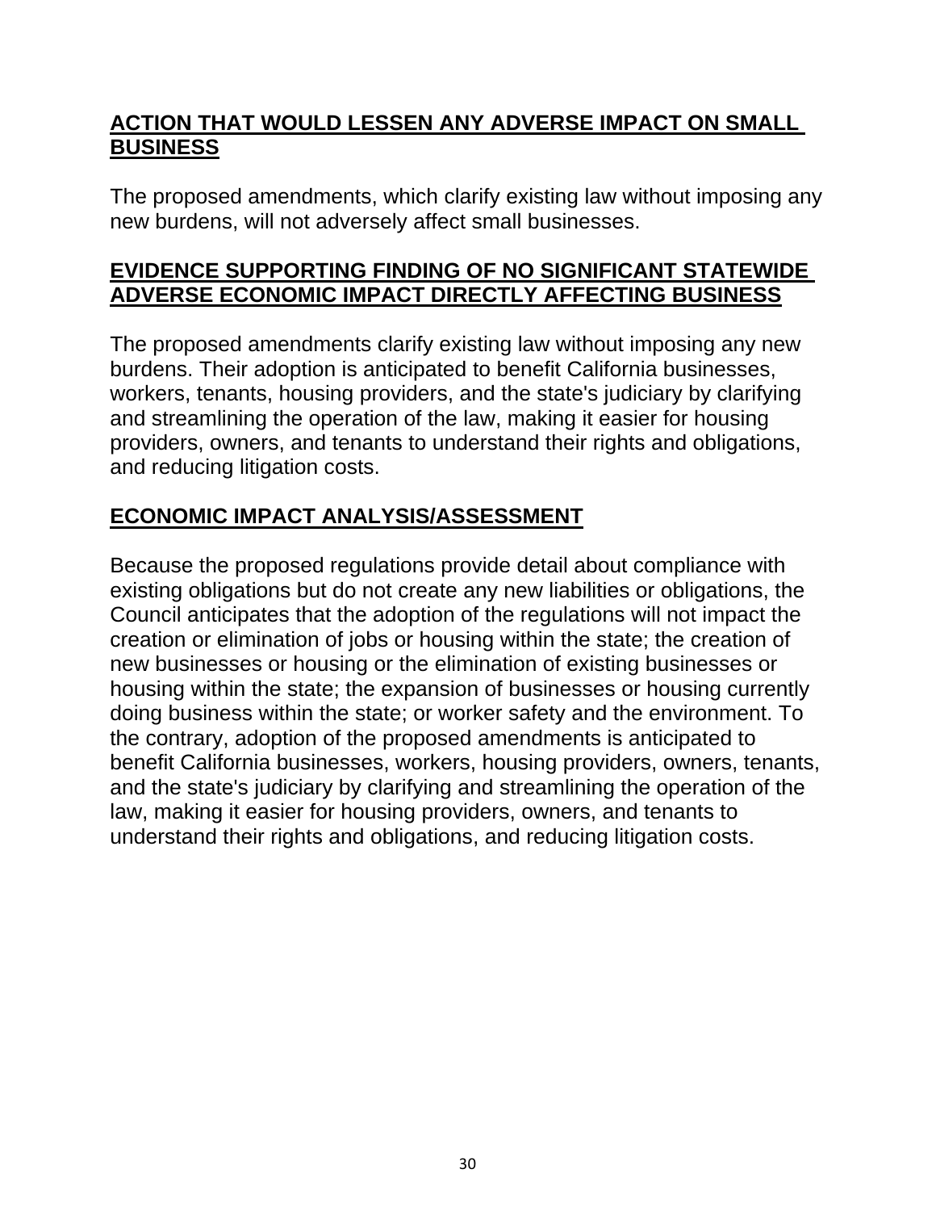## ACTION THAT WOULD LESSEN ANY ADVERSE IMPACT ON SMALL BUSINESS

The proposed amendments, which clarify existing law without imposing any new burdens, will not adversely affect small businesses.

## EVIDENCE SUPPORTING FINDING OF NO SIGNIFICANT STATEWIDE ADVERSE ECONOMIC IMPACT DIRECTLY AFFECTING BUSINESS

The proposed amendments clarify existing law without imposing any new burdens. Their adoption is anticipated to benefit California businesses, workers, tenants, housing providers, and the state's judiciary by clarifying and streamlining the operation of the law, making it easier for housing providers, owners, and tenants to understand their rights and obligations, and reducing litigation costs.

## ECONOMIC IMPACT ANALYSIS/ASSESSMENT

Because the proposed regulations provide detail about compliance with existing obligations but do not create any new liabilities or obligations, the Council anticipates that the adoption of the regulations will not impact the creation or elimination of jobs or housing within the state; the creation of new businesses or housing or the elimination of existing businesses or housing within the state; the expansion of businesses or housing currently doing business within the state; or worker safety and the environment. To the contrary, adoption of the proposed amendments is anticipated to benefit California businesses, workers, housing providers, owners, tenants, and the state's judiciary by clarifying and streamlining the operation of the law, making it easier for housing providers, owners, and tenants to understand their rights and obligations, and reducing litigation costs.